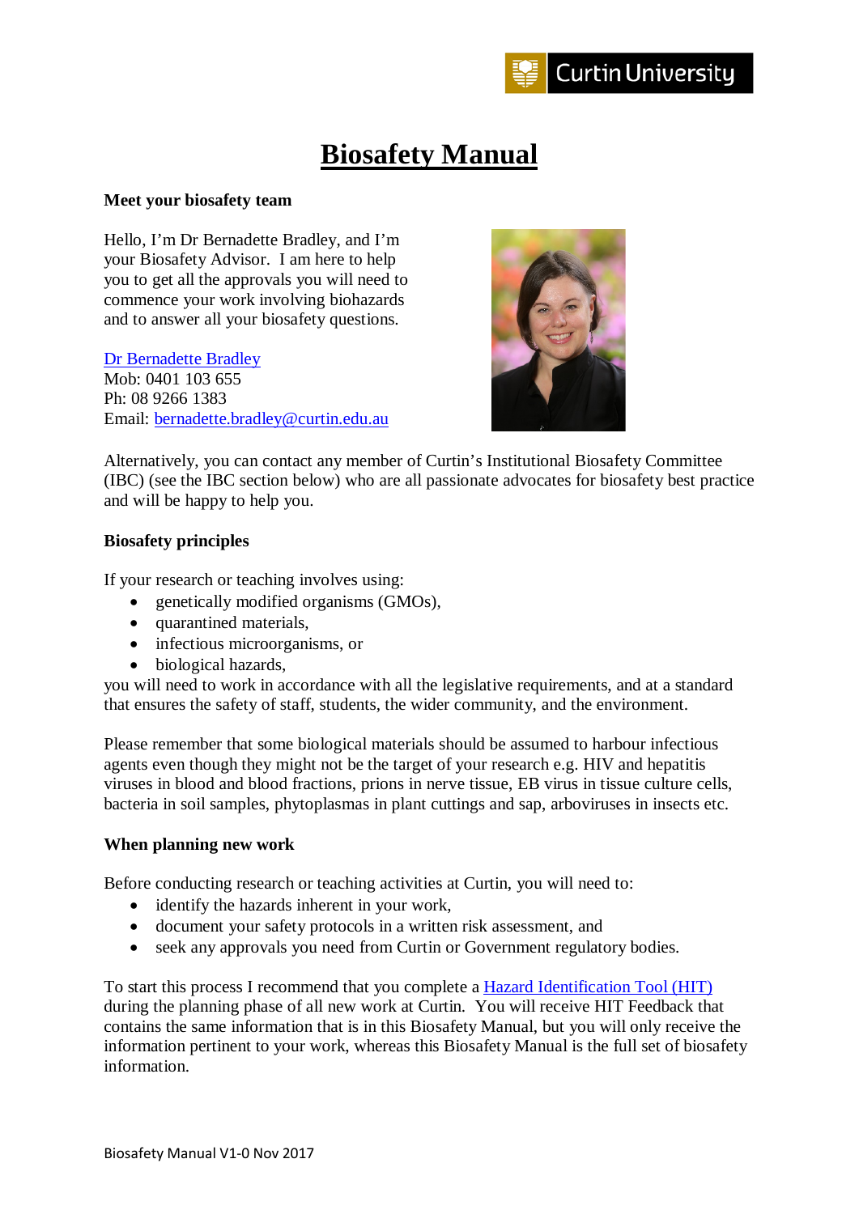# Biosafety Manual

**Meet your biosafety team**

Hello, I'm Dr Bernadette Bradley, and I'm your Biosafety Advisor. I am here to help you to get all the approvals you will need to commence your work involving biohazards and to answer all your biosafety questions.

Dr Bernadette Bradley
Mob: 0401 103 655
Ph: 08 9266 1383
Email: bernadette.bradley@curtin.edu.au

Alternatively, you can contact any member of Curtin's Institutional Biosafety Committee (IBC) (see the IBC section below) who are all passionate advocates for biosafety best practice and will be happy to help you.

**Biosafety principles**

If your research or teaching involves using:

- genetically modified organisms (GMOs),
- quarantined materials,
- infectious microorganisms, or
- biological hazards,

you will need to work in accordance with all the legislative requirements, and at a standard that ensures the safety of staff, students, the wider community, and the environment.

Please remember that some biological materials should be assumed to harbour infectious agents even though they might not be the target of your research e.g. HIV and hepatitis viruses in blood and blood fractions, prions in nerve tissue, EB virus in tissue culture cells, bacteria in soil samples, phytoplasmas in plant cuttings and sap, arboviruses in insects etc.

**When planning new work**

Before conducting research or teaching activities at Curtin, you will need to:

- identify the hazards inherent in your work,
- document your safety protocols in a written risk assessment, and
- seek any approvals you need from Curtin or Government regulatory bodies.

To start this process I recommend that you complete a Hazard Identification Tool (HIT) during the planning phase of all new work at Curtin. You will receive HIT Feedback that contains the same information that is in this Biosafety Manual, but you will only receive the information pertinent to your work, whereas this Biosafety Manual is the full set of biosafety information.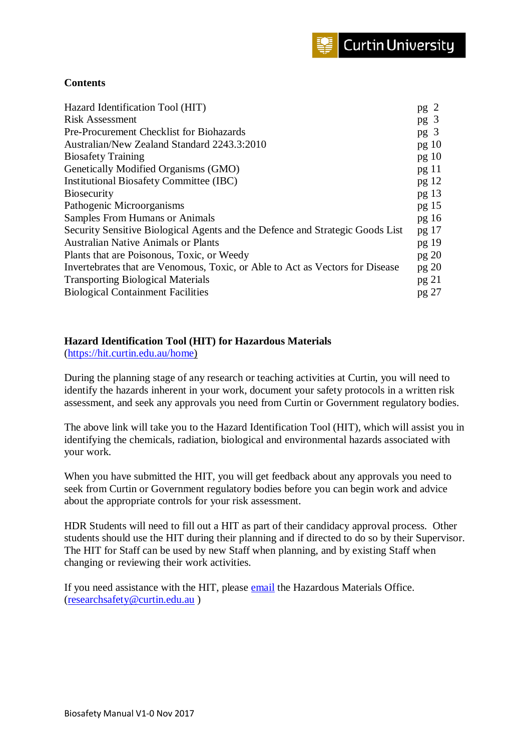## Contents

| | |
|---|---|
| Hazard Identification Tool (HIT) | pg 2 |
| Risk Assessment | pg 3 |
| Pre-Procurement Checklist for Biohazards | pg 3 |
| Australian/New Zealand Standard 2243.3:2010 | pg 10 |
| Biosafety Training | pg 10 |
| Genetically Modified Organisms (GMO) | pg 11 |
| Institutional Biosafety Committee (IBC) | pg 12 |
| Biosecurity | pg 13 |
| Pathogenic Microorganisms | pg 15 |
| Samples From Humans or Animals | pg 16 |
| Security Sensitive Biological Agents and the Defence and Strategic Goods List | pg 17 |
| Australian Native Animals or Plants | pg 19 |
| Plants that are Poisonous, Toxic, or Weedy | pg 20 |
| Invertebrates that are Venomous, Toxic, or Able to Act as Vectors for Disease | pg 20 |
| Transporting Biological Materials | pg 21 |
| Biological Containment Facilities | pg 27 |

## Hazard Identification Tool (HIT) for Hazardous Materials

(https://hit.curtin.edu.au/home)

During the planning stage of any research or teaching activities at Curtin, you will need to identify the hazards inherent in your work, document your safety protocols in a written risk assessment, and seek any approvals you need from Curtin or Government regulatory bodies.

The above link will take you to the Hazard Identification Tool (HIT), which will assist you in identifying the chemicals, radiation, biological and environmental hazards associated with your work.

When you have submitted the HIT, you will get feedback about any approvals you need to seek from Curtin or Government regulatory bodies before you can begin work and advice about the appropriate controls for your risk assessment.

HDR Students will need to fill out a HIT as part of their candidacy approval process. Other students should use the HIT during their planning and if directed to do so by their Supervisor. The HIT for Staff can be used by new Staff when planning, and by existing Staff when changing or reviewing their work activities.

If you need assistance with the HIT, please email the Hazardous Materials Office. (researchsafety@curtin.edu.au )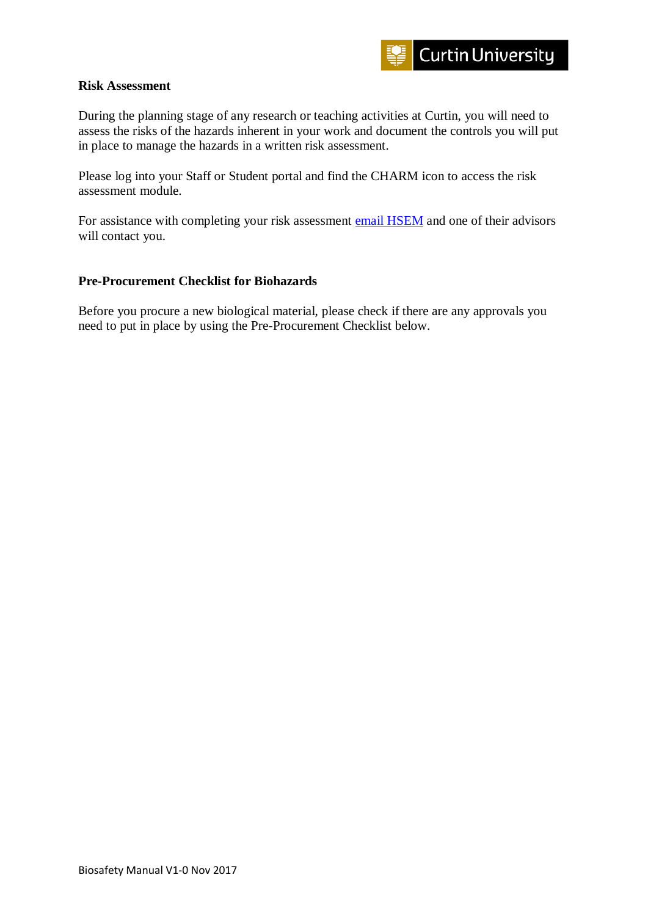**Risk Assessment**

During the planning stage of any research or teaching activities at Curtin, you will need to assess the risks of the hazards inherent in your work and document the controls you will put in place to manage the hazards in a written risk assessment.

Please log into your Staff or Student portal and find the CHARM icon to access the risk assessment module.

For assistance with completing your risk assessment email HSEM and one of their advisors will contact you.

**Pre-Procurement Checklist for Biohazards**

Before you procure a new biological material, please check if there are any approvals you need to put in place by using the Pre-Procurement Checklist below.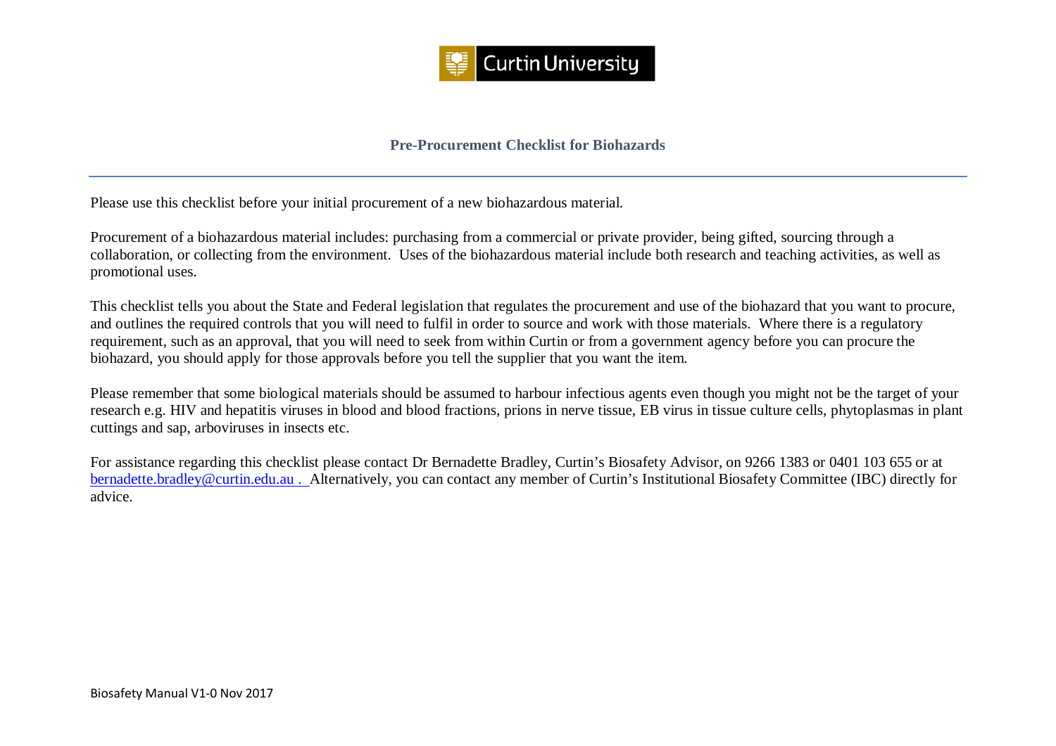# Pre-Procurement Checklist for Biohazards

Please use this checklist before your initial procurement of a new biohazardous material.

Procurement of a biohazardous material includes: purchasing from a commercial or private provider, being gifted, sourcing through a collaboration, or collecting from the environment. Uses of the biohazardous material include both research and teaching activities, as well as promotional uses.

This checklist tells you about the State and Federal legislation that regulates the procurement and use of the biohazard that you want to procure, and outlines the required controls that you will need to fulfil in order to source and work with those materials. Where there is a regulatory requirement, such as an approval, that you will need to seek from within Curtin or from a government agency before you can procure the biohazard, you should apply for those approvals before you tell the supplier that you want the item.

Please remember that some biological materials should be assumed to harbour infectious agents even though you might not be the target of your research e.g. HIV and hepatitis viruses in blood and blood fractions, prions in nerve tissue, EB virus in tissue culture cells, phytoplasmas in plant cuttings and sap, arboviruses in insects etc.

For assistance regarding this checklist please contact Dr Bernadette Bradley, Curtin's Biosafety Advisor, on 9266 1383 or 0401 103 655 or at bernadette.bradley@curtin.edu.au . Alternatively, you can contact any member of Curtin's Institutional Biosafety Committee (IBC) directly for advice.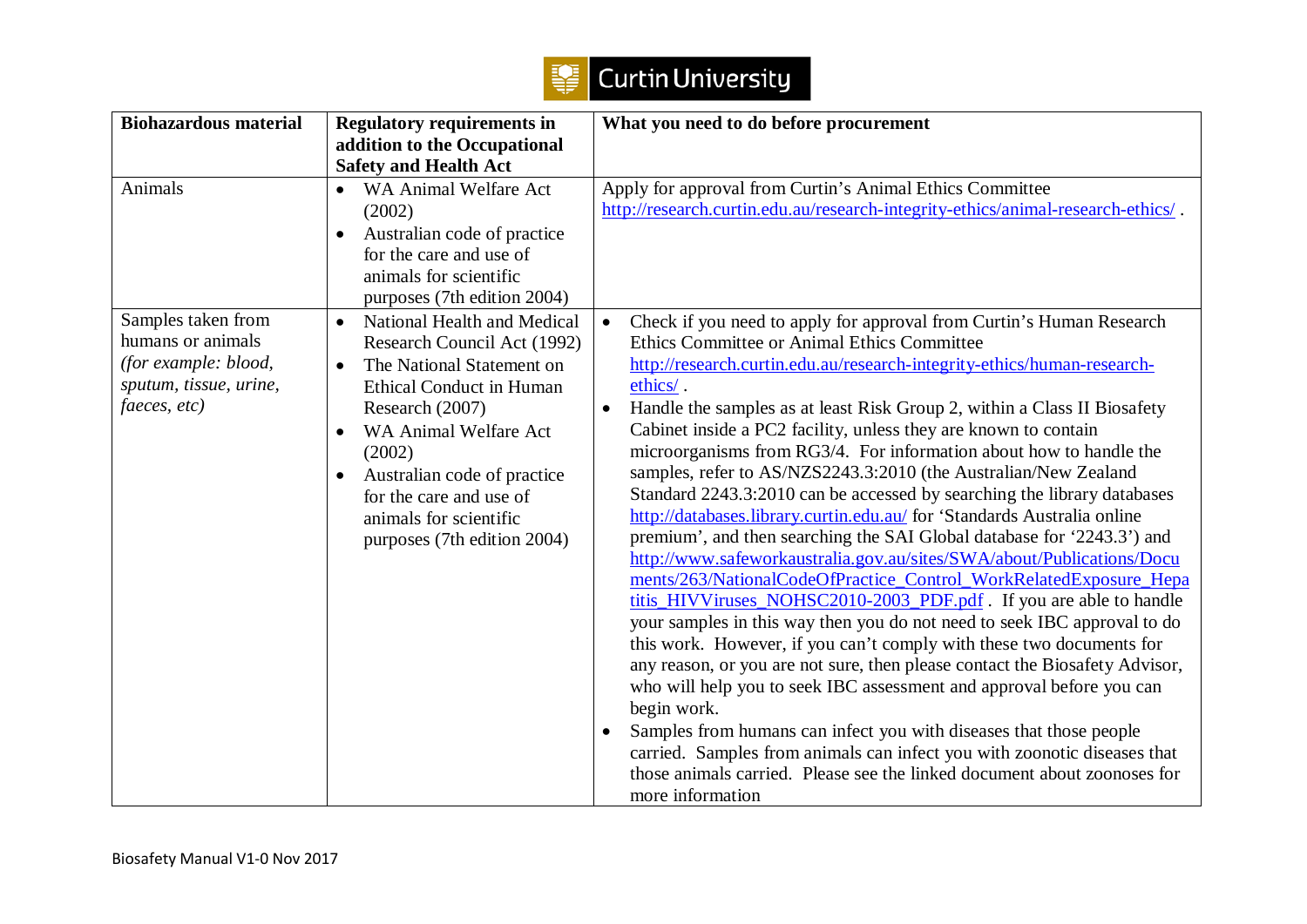| Biohazardous material | Regulatory requirements in addition to the Occupational Safety and Health Act | What you need to do before procurement |
|---|---|---|
| Animals | • WA Animal Welfare Act (2002)<br>• Australian code of practice for the care and use of animals for scientific purposes (7th edition 2004) | Apply for approval from Curtin's Animal Ethics Committee http://research.curtin.edu.au/research-integrity-ethics/animal-research-ethics/ . |
| Samples taken from humans or animals *(for example: blood, sputum, tissue, urine, faeces, etc)* | • National Health and Medical Research Council Act (1992)<br>• The National Statement on Ethical Conduct in Human Research (2007)<br>• WA Animal Welfare Act (2002)<br>• Australian code of practice for the care and use of animals for scientific purposes (7th edition 2004) | • Check if you need to apply for approval from Curtin's Human Research Ethics Committee or Animal Ethics Committee http://research.curtin.edu.au/research-integrity-ethics/human-research-ethics/ .<br>• Handle the samples as at least Risk Group 2, within a Class II Biosafety Cabinet inside a PC2 facility, unless they are known to contain microorganisms from RG3/4. For information about how to handle the samples, refer to AS/NZS2243.3:2010 (the Australian/New Zealand Standard 2243.3:2010 can be accessed by searching the library databases http://databases.library.curtin.edu.au/ for 'Standards Australia online premium', and then searching the SAI Global database for '2243.3') and http://www.safeworkaustralia.gov.au/sites/SWA/about/Publications/Documents/263/NationalCodeOfPractice_Control_WorkRelatedExposure_Hepatitis_HIVViruses_NOHSC2010-2003_PDF.pdf . If you are able to handle your samples in this way then you do not need to seek IBC approval to do this work. However, if you can't comply with these two documents for any reason, or you are not sure, then please contact the Biosafety Advisor, who will help you to seek IBC assessment and approval before you can begin work.<br>• Samples from humans can infect you with diseases that those people carried. Samples from animals can infect you with zoonotic diseases that those animals carried. Please see the linked document about zoonoses for more information |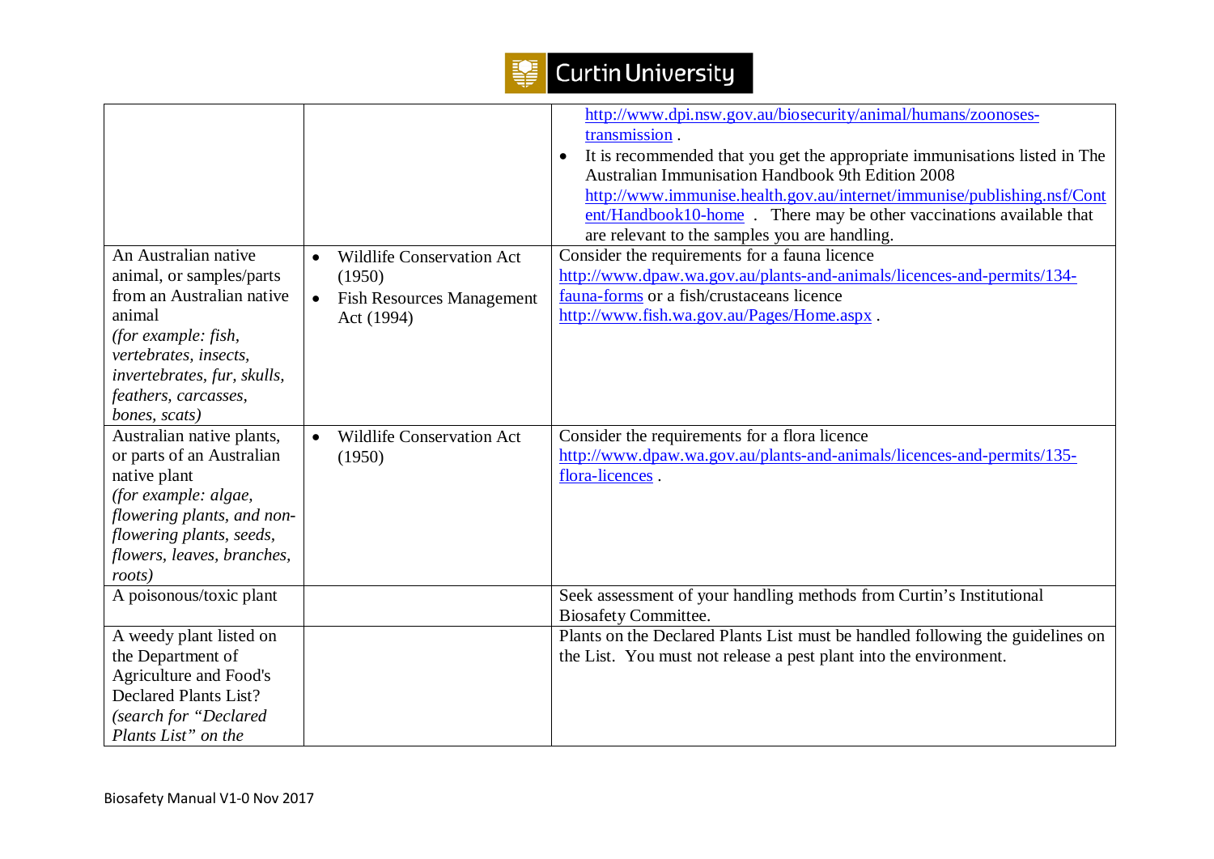| | | |
|---|---|---|
| | | http://www.dpi.nsw.gov.au/biosecurity/animal/humans/zoonoses-transmission .<br>• It is recommended that you get the appropriate immunisations listed in The Australian Immunisation Handbook 9th Edition 2008 http://www.immunise.health.gov.au/internet/immunise/publishing.nsf/Content/Handbook10-home . There may be other vaccinations available that are relevant to the samples you are handling. |
| An Australian native animal, or samples/parts from an Australian native animal *(for example: fish, vertebrates, insects, invertebrates, fur, skulls, feathers, carcasses, bones, scats)* | • Wildlife Conservation Act (1950)<br>• Fish Resources Management Act (1994) | Consider the requirements for a fauna licence http://www.dpaw.wa.gov.au/plants-and-animals/licences-and-permits/134-fauna-forms or a fish/crustaceans licence http://www.fish.wa.gov.au/Pages/Home.aspx . |
| Australian native plants, or parts of an Australian native plant *(for example: algae, flowering plants, and non-flowering plants, seeds, flowers, leaves, branches, roots)* | • Wildlife Conservation Act (1950) | Consider the requirements for a flora licence http://www.dpaw.wa.gov.au/plants-and-animals/licences-and-permits/135-flora-licences . |
| A poisonous/toxic plant | | Seek assessment of your handling methods from Curtin's Institutional Biosafety Committee. |
| A weedy plant listed on the Department of Agriculture and Food's Declared Plants List? *(search for "Declared Plants List" on the* | | Plants on the Declared Plants List must be handled following the guidelines on the List. You must not release a pest plant into the environment. |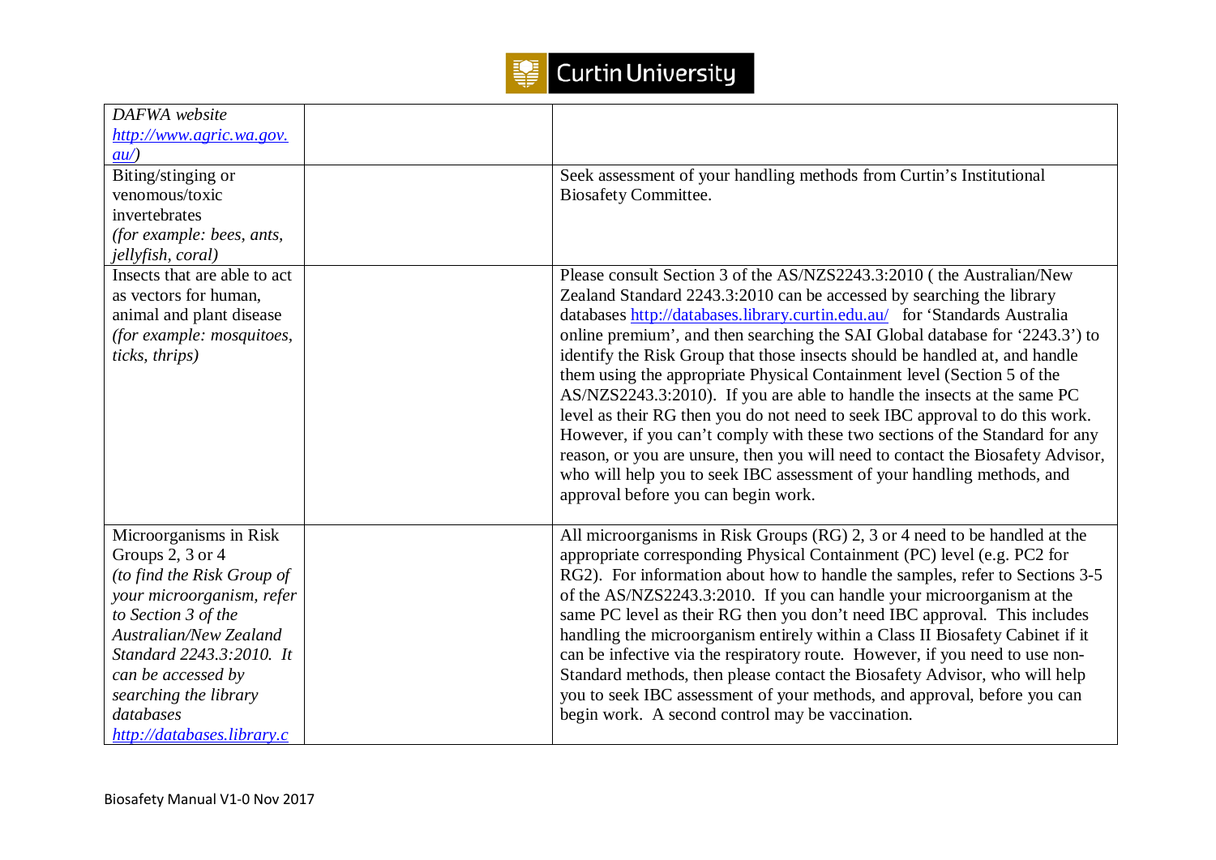| | | |
|---|---|---|
| *DAFWA website [http://www.agric.wa.gov.au/](http://www.agric.wa.gov.au/))* | | |
| Biting/stinging or venomous/toxic invertebrates *(for example: bees, ants, jellyfish, coral)* | | Seek assessment of your handling methods from Curtin's Institutional Biosafety Committee. |
| Insects that are able to act as vectors for human, animal and plant disease *(for example: mosquitoes, ticks, thrips)* | | Please consult Section 3 of the AS/NZS2243.3:2010 ( the Australian/New Zealand Standard 2243.3:2010 can be accessed by searching the library databases [http://databases.library.curtin.edu.au/](http://databases.library.curtin.edu.au/) for 'Standards Australia online premium', and then searching the SAI Global database for '2243.3') to identify the Risk Group that those insects should be handled at, and handle them using the appropriate Physical Containment level (Section 5 of the AS/NZS2243.3:2010). If you are able to handle the insects at the same PC level as their RG then you do not need to seek IBC approval to do this work. However, if you can't comply with these two sections of the Standard for any reason, or you are unsure, then you will need to contact the Biosafety Advisor, who will help you to seek IBC assessment of your handling methods, and approval before you can begin work. |
| Microorganisms in Risk Groups 2, 3 or 4 *(to find the Risk Group of your microorganism, refer to Section 3 of the Australian/New Zealand Standard 2243.3:2010. It can be accessed by searching the library databases [http://databases.library.c](http://databases.library.curtin.edu.au/)* | | All microorganisms in Risk Groups (RG) 2, 3 or 4 need to be handled at the appropriate corresponding Physical Containment (PC) level (e.g. PC2 for RG2). For information about how to handle the samples, refer to Sections 3-5 of the AS/NZS2243.3:2010. If you can handle your microorganism at the same PC level as their RG then you don't need IBC approval. This includes handling the microorganism entirely within a Class II Biosafety Cabinet if it can be infective via the respiratory route. However, if you need to use non-Standard methods, then please contact the Biosafety Advisor, who will help you to seek IBC assessment of your methods, and approval, before you can begin work. A second control may be vaccination. |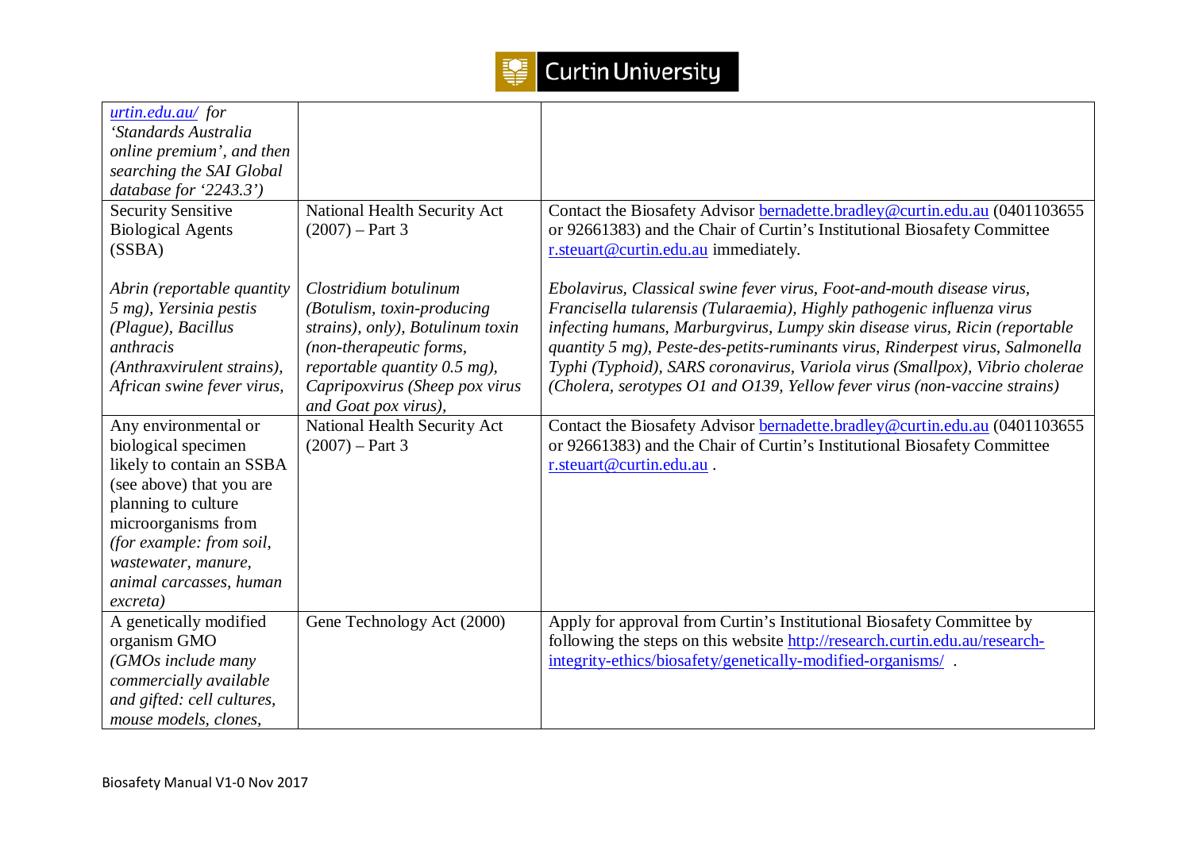| | | |
|---|---|---|
| [urtin.edu.au/](urtin.edu.au/) *for 'Standards Australia online premium', and then searching the SAI Global database for '2243.3')* | | |
| Security Sensitive Biological Agents (SSBA)<br><br>*Abrin (reportable quantity 5 mg), Yersinia pestis (Plague), Bacillus anthracis (Anthraxvirulent strains), African swine fever virus,* | National Health Security Act (2007) – Part 3<br><br>*Clostridium botulinum (Botulism, toxin-producing strains), only), Botulinum toxin (non-therapeutic forms, reportable quantity 0.5 mg), Capripoxvirus (Sheep pox virus and Goat pox virus),* | Contact the Biosafety Advisor bernadette.bradley@curtin.edu.au (0401103655 or 92661383) and the Chair of Curtin's Institutional Biosafety Committee r.steuart@curtin.edu.au immediately.<br><br>*Ebolavirus, Classical swine fever virus, Foot-and-mouth disease virus, Francisella tularensis (Tularaemia), Highly pathogenic influenza virus infecting humans, Marburgvirus, Lumpy skin disease virus, Ricin (reportable quantity 5 mg), Peste-des-petits-ruminants virus, Rinderpest virus, Salmonella Typhi (Typhoid), SARS coronavirus, Variola virus (Smallpox), Vibrio cholerae (Cholera, serotypes O1 and O139, Yellow fever virus (non-vaccine strains)* |
| Any environmental or biological specimen likely to contain an SSBA (see above) that you are planning to culture microorganisms from *(for example: from soil, wastewater, manure, animal carcasses, human excreta)* | National Health Security Act (2007) – Part 3 | Contact the Biosafety Advisor bernadette.bradley@curtin.edu.au (0401103655 or 92661383) and the Chair of Curtin's Institutional Biosafety Committee r.steuart@curtin.edu.au . |
| A genetically modified organism GMO *(GMOs include many commercially available and gifted: cell cultures, mouse models, clones,* | Gene Technology Act (2000) | Apply for approval from Curtin's Institutional Biosafety Committee by following the steps on this website http://research.curtin.edu.au/research-integrity-ethics/biosafety/genetically-modified-organisms/ . |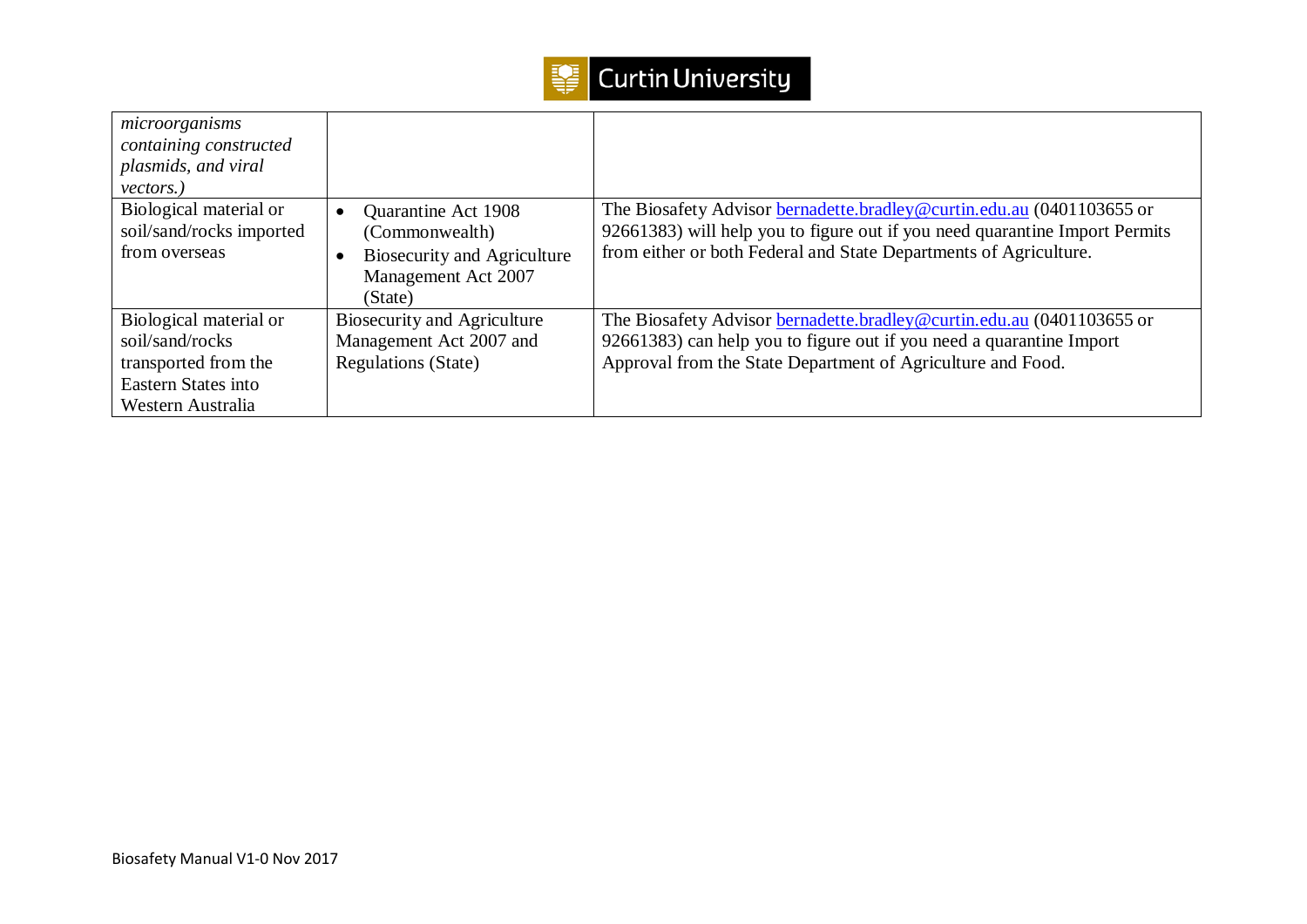| | | |
|---|---|---|
| *microorganisms containing constructed plasmids, and viral vectors.)* | | |
| Biological material or soil/sand/rocks imported from overseas | • Quarantine Act 1908 (Commonwealth)<br>• Biosecurity and Agriculture Management Act 2007 (State) | The Biosafety Advisor bernadette.bradley@curtin.edu.au (0401103655 or 92661383) will help you to figure out if you need quarantine Import Permits from either or both Federal and State Departments of Agriculture. |
| Biological material or soil/sand/rocks transported from the Eastern States into Western Australia | Biosecurity and Agriculture Management Act 2007 and Regulations (State) | The Biosafety Advisor bernadette.bradley@curtin.edu.au (0401103655 or 92661383) can help you to figure out if you need a quarantine Import Approval from the State Department of Agriculture and Food. |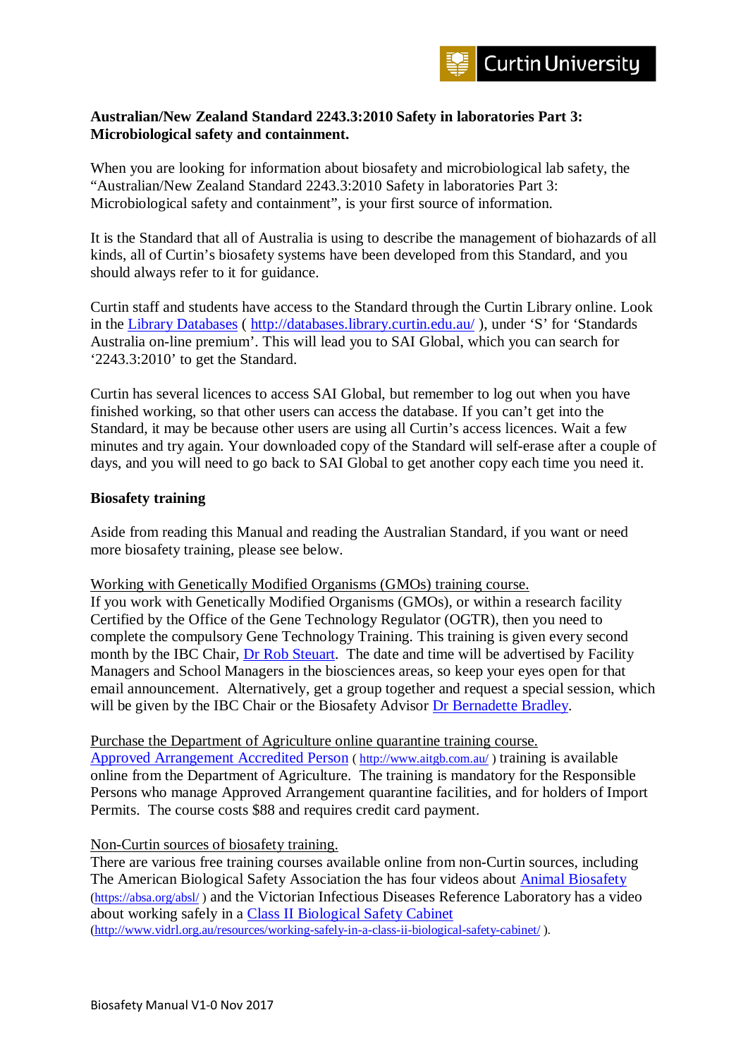**Australian/New Zealand Standard 2243.3:2010 Safety in laboratories Part 3: Microbiological safety and containment.**

When you are looking for information about biosafety and microbiological lab safety, the “Australian/New Zealand Standard 2243.3:2010 Safety in laboratories Part 3: Microbiological safety and containment”, is your first source of information.

It is the Standard that all of Australia is using to describe the management of biohazards of all kinds, all of Curtin’s biosafety systems have been developed from this Standard, and you should always refer to it for guidance.

Curtin staff and students have access to the Standard through the Curtin Library online. Look in the Library Databases ( http://databases.library.curtin.edu.au/ ), under ‘S’ for ‘Standards Australia on-line premium’. This will lead you to SAI Global, which you can search for ‘2243.3:2010’ to get the Standard.

Curtin has several licences to access SAI Global, but remember to log out when you have finished working, so that other users can access the database. If you can’t get into the Standard, it may be because other users are using all Curtin’s access licences. Wait a few minutes and try again. Your downloaded copy of the Standard will self-erase after a couple of days, and you will need to go back to SAI Global to get another copy each time you need it.

**Biosafety training**

Aside from reading this Manual and reading the Australian Standard, if you want or need more biosafety training, please see below.

Working with Genetically Modified Organisms (GMOs) training course.
If you work with Genetically Modified Organisms (GMOs), or within a research facility Certified by the Office of the Gene Technology Regulator (OGTR), then you need to complete the compulsory Gene Technology Training. This training is given every second month by the IBC Chair, Dr Rob Steuart. The date and time will be advertised by Facility Managers and School Managers in the biosciences areas, so keep your eyes open for that email announcement. Alternatively, get a group together and request a special session, which will be given by the IBC Chair or the Biosafety Advisor Dr Bernadette Bradley.

Purchase the Department of Agriculture online quarantine training course.
Approved Arrangement Accredited Person ( http://www.aitgb.com.au/ ) training is available online from the Department of Agriculture. The training is mandatory for the Responsible Persons who manage Approved Arrangement quarantine facilities, and for holders of Import Permits. The course costs $88 and requires credit card payment.

Non-Curtin sources of biosafety training.
There are various free training courses available online from non-Curtin sources, including The American Biological Safety Association the has four videos about Animal Biosafety (https://absa.org/absl/ ) and the Victorian Infectious Diseases Reference Laboratory has a video about working safely in a Class II Biological Safety Cabinet (http://www.vidrl.org.au/resources/working-safely-in-a-class-ii-biological-safety-cabinet/ ).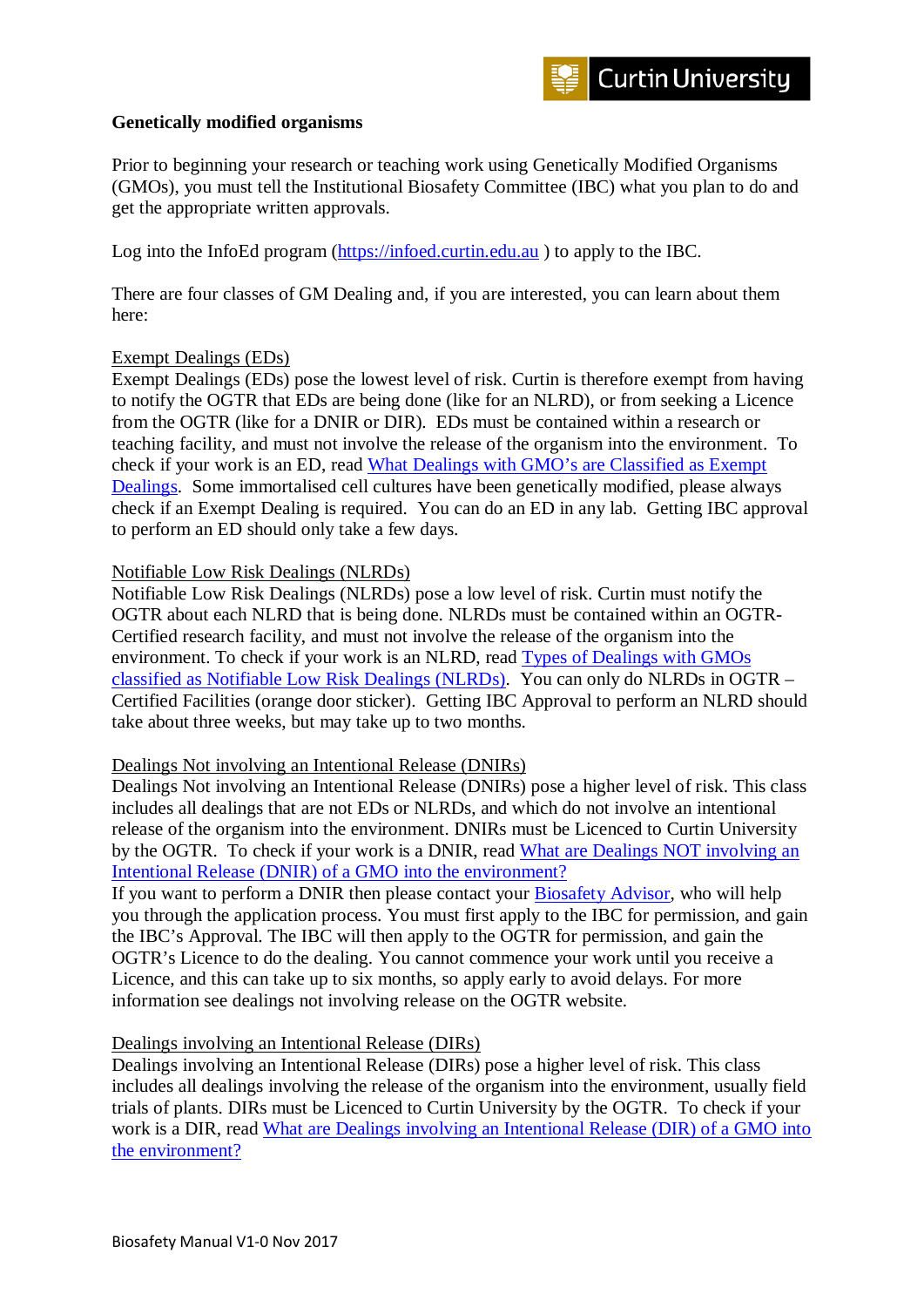**Genetically modified organisms**

Prior to beginning your research or teaching work using Genetically Modified Organisms (GMOs), you must tell the Institutional Biosafety Committee (IBC) what you plan to do and get the appropriate written approvals.

Log into the InfoEd program (https://infoed.curtin.edu.au ) to apply to the IBC.

There are four classes of GM Dealing and, if you are interested, you can learn about them here:

Exempt Dealings (EDs)
Exempt Dealings (EDs) pose the lowest level of risk. Curtin is therefore exempt from having to notify the OGTR that EDs are being done (like for an NLRD), or from seeking a Licence from the OGTR (like for a DNIR or DIR). EDs must be contained within a research or teaching facility, and must not involve the release of the organism into the environment. To check if your work is an ED, read What Dealings with GMO's are Classified as Exempt Dealings. Some immortalised cell cultures have been genetically modified, please always check if an Exempt Dealing is required. You can do an ED in any lab. Getting IBC approval to perform an ED should only take a few days.

Notifiable Low Risk Dealings (NLRDs)
Notifiable Low Risk Dealings (NLRDs) pose a low level of risk. Curtin must notify the OGTR about each NLRD that is being done. NLRDs must be contained within an OGTR-Certified research facility, and must not involve the release of the organism into the environment. To check if your work is an NLRD, read Types of Dealings with GMOs classified as Notifiable Low Risk Dealings (NLRDs). You can only do NLRDs in OGTR – Certified Facilities (orange door sticker). Getting IBC Approval to perform an NLRD should take about three weeks, but may take up to two months.

Dealings Not involving an Intentional Release (DNIRs)
Dealings Not involving an Intentional Release (DNIRs) pose a higher level of risk. This class includes all dealings that are not EDs or NLRDs, and which do not involve an intentional release of the organism into the environment. DNIRs must be Licenced to Curtin University by the OGTR. To check if your work is a DNIR, read What are Dealings NOT involving an Intentional Release (DNIR) of a GMO into the environment?
If you want to perform a DNIR then please contact your Biosafety Advisor, who will help you through the application process. You must first apply to the IBC for permission, and gain the IBC's Approval. The IBC will then apply to the OGTR for permission, and gain the OGTR's Licence to do the dealing. You cannot commence your work until you receive a Licence, and this can take up to six months, so apply early to avoid delays. For more information see dealings not involving release on the OGTR website.

Dealings involving an Intentional Release (DIRs)
Dealings involving an Intentional Release (DIRs) pose a higher level of risk. This class includes all dealings involving the release of the organism into the environment, usually field trials of plants. DIRs must be Licenced to Curtin University by the OGTR. To check if your work is a DIR, read What are Dealings involving an Intentional Release (DIR) of a GMO into the environment?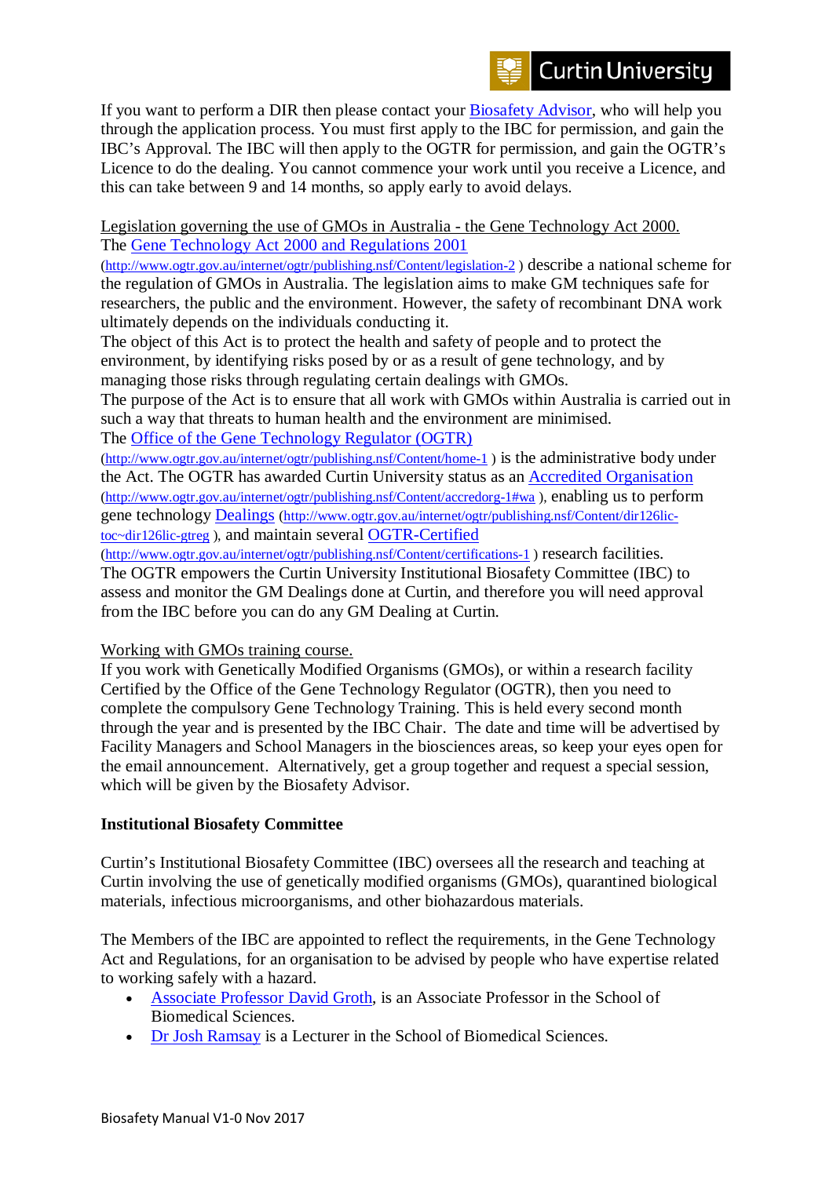If you want to perform a DIR then please contact your Biosafety Advisor, who will help you through the application process. You must first apply to the IBC for permission, and gain the IBC's Approval. The IBC will then apply to the OGTR for permission, and gain the OGTR's Licence to do the dealing. You cannot commence your work until you receive a Licence, and this can take between 9 and 14 months, so apply early to avoid delays.

Legislation governing the use of GMOs in Australia - the Gene Technology Act 2000.

The Gene Technology Act 2000 and Regulations 2001 (http://www.ogtr.gov.au/internet/ogtr/publishing.nsf/Content/legislation-2 ) describe a national scheme for the regulation of GMOs in Australia. The legislation aims to make GM techniques safe for researchers, the public and the environment. However, the safety of recombinant DNA work ultimately depends on the individuals conducting it.

The object of this Act is to protect the health and safety of people and to protect the environment, by identifying risks posed by or as a result of gene technology, and by managing those risks through regulating certain dealings with GMOs.

The purpose of the Act is to ensure that all work with GMOs within Australia is carried out in such a way that threats to human health and the environment are minimised.

The Office of the Gene Technology Regulator (OGTR) (http://www.ogtr.gov.au/internet/ogtr/publishing.nsf/Content/home-1 ) is the administrative body under the Act. The OGTR has awarded Curtin University status as an Accredited Organisation (http://www.ogtr.gov.au/internet/ogtr/publishing.nsf/Content/accredorg-1#wa ), enabling us to perform gene technology Dealings (http://www.ogtr.gov.au/internet/ogtr/publishing.nsf/Content/dir126lic-toc~dir126lic-gtreg ), and maintain several OGTR-Certified (http://www.ogtr.gov.au/internet/ogtr/publishing.nsf/Content/certifications-1 ) research facilities.

The OGTR empowers the Curtin University Institutional Biosafety Committee (IBC) to assess and monitor the GM Dealings done at Curtin, and therefore you will need approval from the IBC before you can do any GM Dealing at Curtin.

Working with GMOs training course.

If you work with Genetically Modified Organisms (GMOs), or within a research facility Certified by the Office of the Gene Technology Regulator (OGTR), then you need to complete the compulsory Gene Technology Training. This is held every second month through the year and is presented by the IBC Chair. The date and time will be advertised by Facility Managers and School Managers in the biosciences areas, so keep your eyes open for the email announcement. Alternatively, get a group together and request a special session, which will be given by the Biosafety Advisor.

**Institutional Biosafety Committee**

Curtin's Institutional Biosafety Committee (IBC) oversees all the research and teaching at Curtin involving the use of genetically modified organisms (GMOs), quarantined biological materials, infectious microorganisms, and other biohazardous materials.

The Members of the IBC are appointed to reflect the requirements, in the Gene Technology Act and Regulations, for an organisation to be advised by people who have expertise related to working safely with a hazard.

- Associate Professor David Groth, is an Associate Professor in the School of Biomedical Sciences.
- Dr Josh Ramsay is a Lecturer in the School of Biomedical Sciences.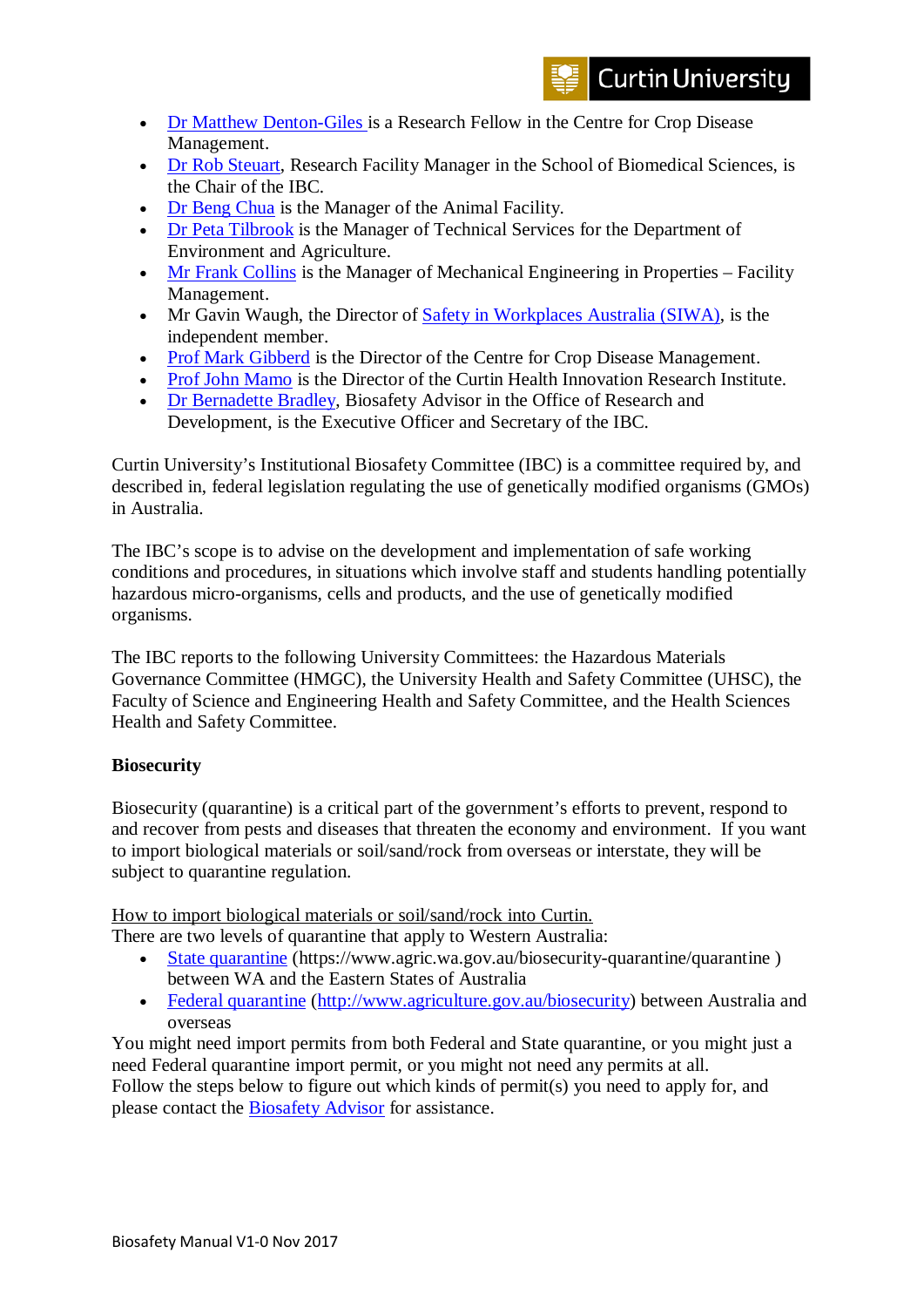- Dr Matthew Denton-Giles is a Research Fellow in the Centre for Crop Disease Management.
- Dr Rob Steuart, Research Facility Manager in the School of Biomedical Sciences, is the Chair of the IBC.
- Dr Beng Chua is the Manager of the Animal Facility.
- Dr Peta Tilbrook is the Manager of Technical Services for the Department of Environment and Agriculture.
- Mr Frank Collins is the Manager of Mechanical Engineering in Properties – Facility Management.
- Mr Gavin Waugh, the Director of Safety in Workplaces Australia (SIWA), is the independent member.
- Prof Mark Gibberd is the Director of the Centre for Crop Disease Management.
- Prof John Mamo is the Director of the Curtin Health Innovation Research Institute.
- Dr Bernadette Bradley, Biosafety Advisor in the Office of Research and Development, is the Executive Officer and Secretary of the IBC.

Curtin University's Institutional Biosafety Committee (IBC) is a committee required by, and described in, federal legislation regulating the use of genetically modified organisms (GMOs) in Australia.

The IBC's scope is to advise on the development and implementation of safe working conditions and procedures, in situations which involve staff and students handling potentially hazardous micro-organisms, cells and products, and the use of genetically modified organisms.

The IBC reports to the following University Committees: the Hazardous Materials Governance Committee (HMGC), the University Health and Safety Committee (UHSC), the Faculty of Science and Engineering Health and Safety Committee, and the Health Sciences Health and Safety Committee.

**Biosecurity**

Biosecurity (quarantine) is a critical part of the government's efforts to prevent, respond to and recover from pests and diseases that threaten the economy and environment. If you want to import biological materials or soil/sand/rock from overseas or interstate, they will be subject to quarantine regulation.

How to import biological materials or soil/sand/rock into Curtin.
There are two levels of quarantine that apply to Western Australia:

- State quarantine (https://www.agric.wa.gov.au/biosecurity-quarantine/quarantine ) between WA and the Eastern States of Australia
- Federal quarantine (http://www.agriculture.gov.au/biosecurity) between Australia and overseas

You might need import permits from both Federal and State quarantine, or you might just a need Federal quarantine import permit, or you might not need any permits at all.
Follow the steps below to figure out which kinds of permit(s) you need to apply for, and please contact the Biosafety Advisor for assistance.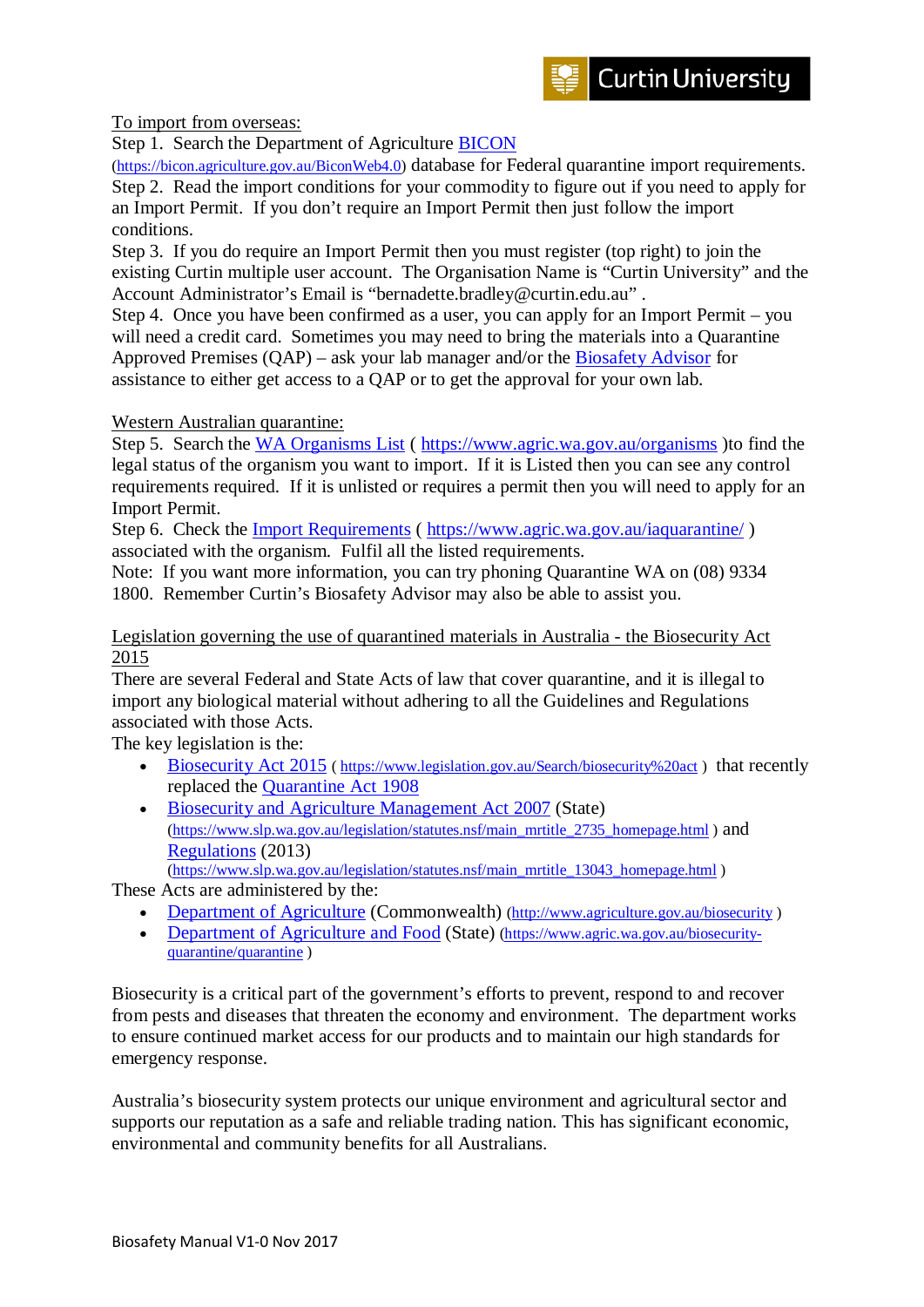To import from overseas:

Step 1. Search the Department of Agriculture [BICON](https://bicon.agriculture.gov.au/BiconWeb4.0) (https://bicon.agriculture.gov.au/BiconWeb4.0) database for Federal quarantine import requirements.

Step 2. Read the import conditions for your commodity to figure out if you need to apply for an Import Permit. If you don't require an Import Permit then just follow the import conditions.

Step 3. If you do require an Import Permit then you must register (top right) to join the existing Curtin multiple user account. The Organisation Name is "Curtin University" and the Account Administrator's Email is "bernadette.bradley@curtin.edu.au" .

Step 4. Once you have been confirmed as a user, you can apply for an Import Permit – you will need a credit card. Sometimes you may need to bring the materials into a Quarantine Approved Premises (QAP) – ask your lab manager and/or the Biosafety Advisor for assistance to either get access to a QAP or to get the approval for your own lab.

Western Australian quarantine:

Step 5. Search the WA Organisms List ( https://www.agric.wa.gov.au/organisms )to find the legal status of the organism you want to import. If it is Listed then you can see any control requirements required. If it is unlisted or requires a permit then you will need to apply for an Import Permit.

Step 6. Check the Import Requirements ( https://www.agric.wa.gov.au/iaquarantine/ ) associated with the organism. Fulfil all the listed requirements.

Note: If you want more information, you can try phoning Quarantine WA on (08) 9334 1800. Remember Curtin's Biosafety Advisor may also be able to assist you.

Legislation governing the use of quarantined materials in Australia - the Biosecurity Act 2015

There are several Federal and State Acts of law that cover quarantine, and it is illegal to import any biological material without adhering to all the Guidelines and Regulations associated with those Acts.

The key legislation is the:

- Biosecurity Act 2015 ( https://www.legislation.gov.au/Search/biosecurity%20act ) that recently replaced the Quarantine Act 1908
- Biosecurity and Agriculture Management Act 2007 (State) (https://www.slp.wa.gov.au/legislation/statutes.nsf/main_mrtitle_2735_homepage.html ) and Regulations (2013) (https://www.slp.wa.gov.au/legislation/statutes.nsf/main_mrtitle_13043_homepage.html )

These Acts are administered by the:

- Department of Agriculture (Commonwealth) (http://www.agriculture.gov.au/biosecurity )
- Department of Agriculture and Food (State) (https://www.agric.wa.gov.au/biosecurity-quarantine/quarantine )

Biosecurity is a critical part of the government's efforts to prevent, respond to and recover from pests and diseases that threaten the economy and environment. The department works to ensure continued market access for our products and to maintain our high standards for emergency response.

Australia's biosecurity system protects our unique environment and agricultural sector and supports our reputation as a safe and reliable trading nation. This has significant economic, environmental and community benefits for all Australians.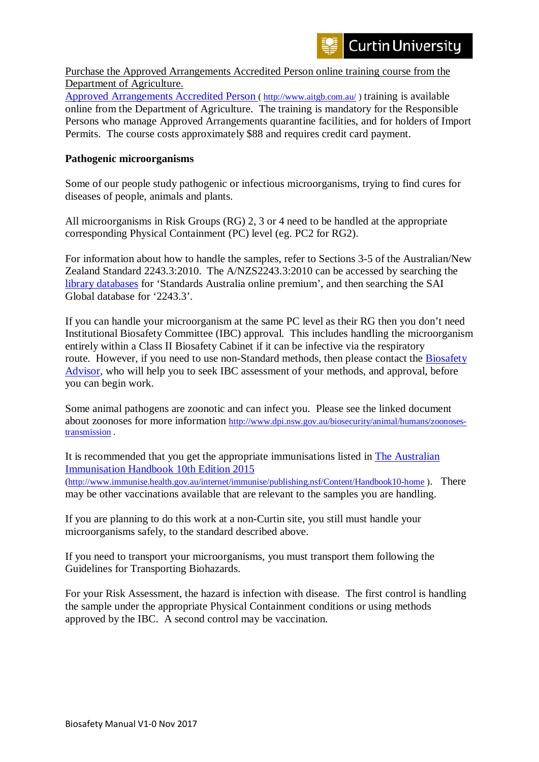Purchase the Approved Arrangements Accredited Person online training course from the Department of Agriculture.

Approved Arrangements Accredited Person ( http://www.aitgb.com.au/ ) training is available online from the Department of Agriculture. The training is mandatory for the Responsible Persons who manage Approved Arrangements quarantine facilities, and for holders of Import Permits. The course costs approximately $88 and requires credit card payment.

**Pathogenic microorganisms**

Some of our people study pathogenic or infectious microorganisms, trying to find cures for diseases of people, animals and plants.

All microorganisms in Risk Groups (RG) 2, 3 or 4 need to be handled at the appropriate corresponding Physical Containment (PC) level (eg. PC2 for RG2).

For information about how to handle the samples, refer to Sections 3-5 of the Australian/New Zealand Standard 2243.3:2010. The A/NZS2243.3:2010 can be accessed by searching the library databases for 'Standards Australia online premium', and then searching the SAI Global database for '2243.3'.

If you can handle your microorganism at the same PC level as their RG then you don't need Institutional Biosafety Committee (IBC) approval. This includes handling the microorganism entirely within a Class II Biosafety Cabinet if it can be infective via the respiratory route. However, if you need to use non-Standard methods, then please contact the Biosafety Advisor, who will help you to seek IBC assessment of your methods, and approval, before you can begin work.

Some animal pathogens are zoonotic and can infect you. Please see the linked document about zoonoses for more information http://www.dpi.nsw.gov.au/biosecurity/animal/humans/zoonoses-transmission .

It is recommended that you get the appropriate immunisations listed in The Australian Immunisation Handbook 10th Edition 2015 (http://www.immunise.health.gov.au/internet/immunise/publishing.nsf/Content/Handbook10-home ). There may be other vaccinations available that are relevant to the samples you are handling.

If you are planning to do this work at a non-Curtin site, you still must handle your microorganisms safely, to the standard described above.

If you need to transport your microorganisms, you must transport them following the Guidelines for Transporting Biohazards.

For your Risk Assessment, the hazard is infection with disease. The first control is handling the sample under the appropriate Physical Containment conditions or using methods approved by the IBC. A second control may be vaccination.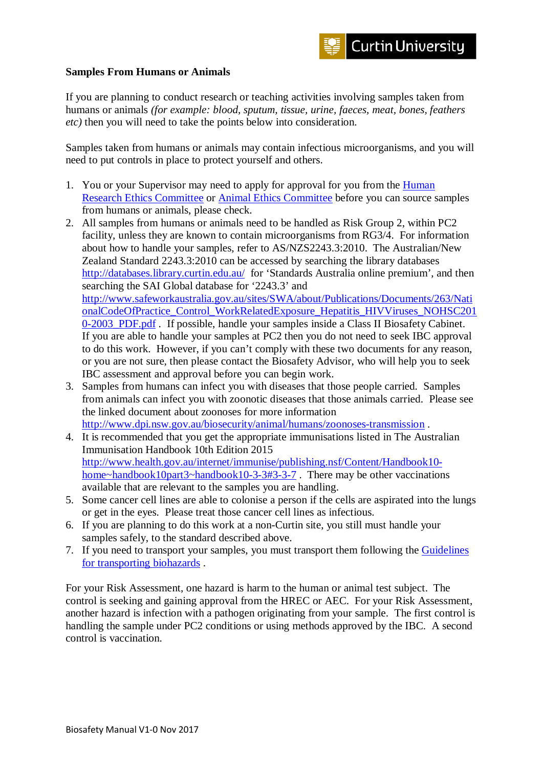**Samples From Humans or Animals**

If you are planning to conduct research or teaching activities involving samples taken from humans or animals *(for example: blood, sputum, tissue, urine, faeces, meat, bones, feathers etc)* then you will need to take the points below into consideration.

Samples taken from humans or animals may contain infectious microorganisms, and you will need to put controls in place to protect yourself and others.

1. You or your Supervisor may need to apply for approval for you from the Human Research Ethics Committee or Animal Ethics Committee before you can source samples from humans or animals, please check.
2. All samples from humans or animals need to be handled as Risk Group 2, within PC2 facility, unless they are known to contain microorganisms from RG3/4. For information about how to handle your samples, refer to AS/NZS2243.3:2010. The Australian/New Zealand Standard 2243.3:2010 can be accessed by searching the library databases http://databases.library.curtin.edu.au/ for 'Standards Australia online premium', and then searching the SAI Global database for '2243.3' and http://www.safeworkaustralia.gov.au/sites/SWA/about/Publications/Documents/263/NationalCodeOfPractice_Control_WorkRelatedExposure_Hepatitis_HIVViruses_NOHSC2010-2003_PDF.pdf . If possible, handle your samples inside a Class II Biosafety Cabinet. If you are able to handle your samples at PC2 then you do not need to seek IBC approval to do this work. However, if you can't comply with these two documents for any reason, or you are not sure, then please contact the Biosafety Advisor, who will help you to seek IBC assessment and approval before you can begin work.
3. Samples from humans can infect you with diseases that those people carried. Samples from animals can infect you with zoonotic diseases that those animals carried. Please see the linked document about zoonoses for more information http://www.dpi.nsw.gov.au/biosecurity/animal/humans/zoonoses-transmission .
4. It is recommended that you get the appropriate immunisations listed in The Australian Immunisation Handbook 10th Edition 2015 http://www.health.gov.au/internet/immunise/publishing.nsf/Content/Handbook10-home~handbook10part3~handbook10-3-3#3-3-7 . There may be other vaccinations available that are relevant to the samples you are handling.
5. Some cancer cell lines are able to colonise a person if the cells are aspirated into the lungs or get in the eyes. Please treat those cancer cell lines as infectious.
6. If you are planning to do this work at a non-Curtin site, you still must handle your samples safely, to the standard described above.
7. If you need to transport your samples, you must transport them following the Guidelines for transporting biohazards .

For your Risk Assessment, one hazard is harm to the human or animal test subject. The control is seeking and gaining approval from the HREC or AEC. For your Risk Assessment, another hazard is infection with a pathogen originating from your sample. The first control is handling the sample under PC2 conditions or using methods approved by the IBC. A second control is vaccination.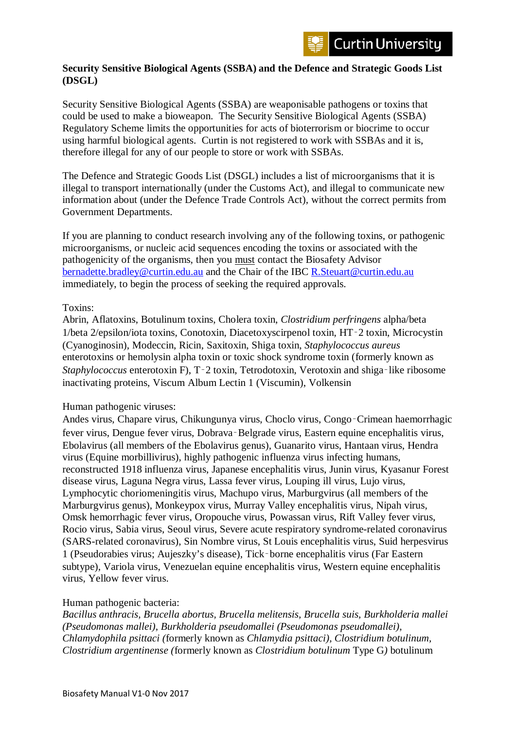**Security Sensitive Biological Agents (SSBA) and the Defence and Strategic Goods List (DSGL)**

Security Sensitive Biological Agents (SSBA) are weaponisable pathogens or toxins that could be used to make a bioweapon. The Security Sensitive Biological Agents (SSBA) Regulatory Scheme limits the opportunities for acts of bioterrorism or biocrime to occur using harmful biological agents. Curtin is not registered to work with SSBAs and it is, therefore illegal for any of our people to store or work with SSBAs.

The Defence and Strategic Goods List (DSGL) includes a list of microorganisms that it is illegal to transport internationally (under the Customs Act), and illegal to communicate new information about (under the Defence Trade Controls Act), without the correct permits from Government Departments.

If you are planning to conduct research involving any of the following toxins, or pathogenic microorganisms, or nucleic acid sequences encoding the toxins or associated with the pathogenicity of the organisms, then you must contact the Biosafety Advisor bernadette.bradley@curtin.edu.au and the Chair of the IBC R.Steuart@curtin.edu.au immediately, to begin the process of seeking the required approvals.

Toxins:
Abrin, Aflatoxins, Botulinum toxins, Cholera toxin, *Clostridium perfringens* alpha/beta 1/beta 2/epsilon/iota toxins, Conotoxin, Diacetoxyscirpenol toxin, HT‑2 toxin, Microcystin (Cyanoginosin), Modeccin, Ricin, Saxitoxin, Shiga toxin, *Staphylococcus aureus* enterotoxins or hemolysin alpha toxin or toxic shock syndrome toxin (formerly known as *Staphylococcus* enterotoxin F), T‑2 toxin, Tetrodotoxin, Verotoxin and shiga‑like ribosome inactivating proteins, Viscum Album Lectin 1 (Viscumin), Volkensin

Human pathogenic viruses:
Andes virus, Chapare virus, Chikungunya virus, Choclo virus, Congo‑Crimean haemorrhagic fever virus, Dengue fever virus, Dobrava‑Belgrade virus, Eastern equine encephalitis virus, Ebolavirus (all members of the Ebolavirus genus), Guanarito virus, Hantaan virus, Hendra virus (Equine morbillivirus), highly pathogenic influenza virus infecting humans, reconstructed 1918 influenza virus, Japanese encephalitis virus, Junin virus, Kyasanur Forest disease virus, Laguna Negra virus, Lassa fever virus, Louping ill virus, Lujo virus, Lymphocytic choriomeningitis virus, Machupo virus, Marburgvirus (all members of the Marburgvirus genus), Monkeypox virus, Murray Valley encephalitis virus, Nipah virus, Omsk hemorrhagic fever virus, Oropouche virus, Powassan virus, Rift Valley fever virus, Rocio virus, Sabia virus, Seoul virus, Severe acute respiratory syndrome-related coronavirus (SARS-related coronavirus), Sin Nombre virus, St Louis encephalitis virus, Suid herpesvirus 1 (Pseudorabies virus; Aujeszky's disease), Tick‑borne encephalitis virus (Far Eastern subtype), Variola virus, Venezuelan equine encephalitis virus, Western equine encephalitis virus, Yellow fever virus.

Human pathogenic bacteria:
*Bacillus anthracis, Brucella abortus, Brucella melitensis, Brucella suis, Burkholderia mallei (Pseudomonas mallei), Burkholderia pseudomallei (Pseudomonas pseudomallei), Chlamydophila psittaci (*formerly known as *Chlamydia psittaci), Clostridium botulinum, Clostridium argentinense (*formerly known as *Clostridium botulinum* Type G*)* botulinum

Biosafety Manual V1-0 Nov 2017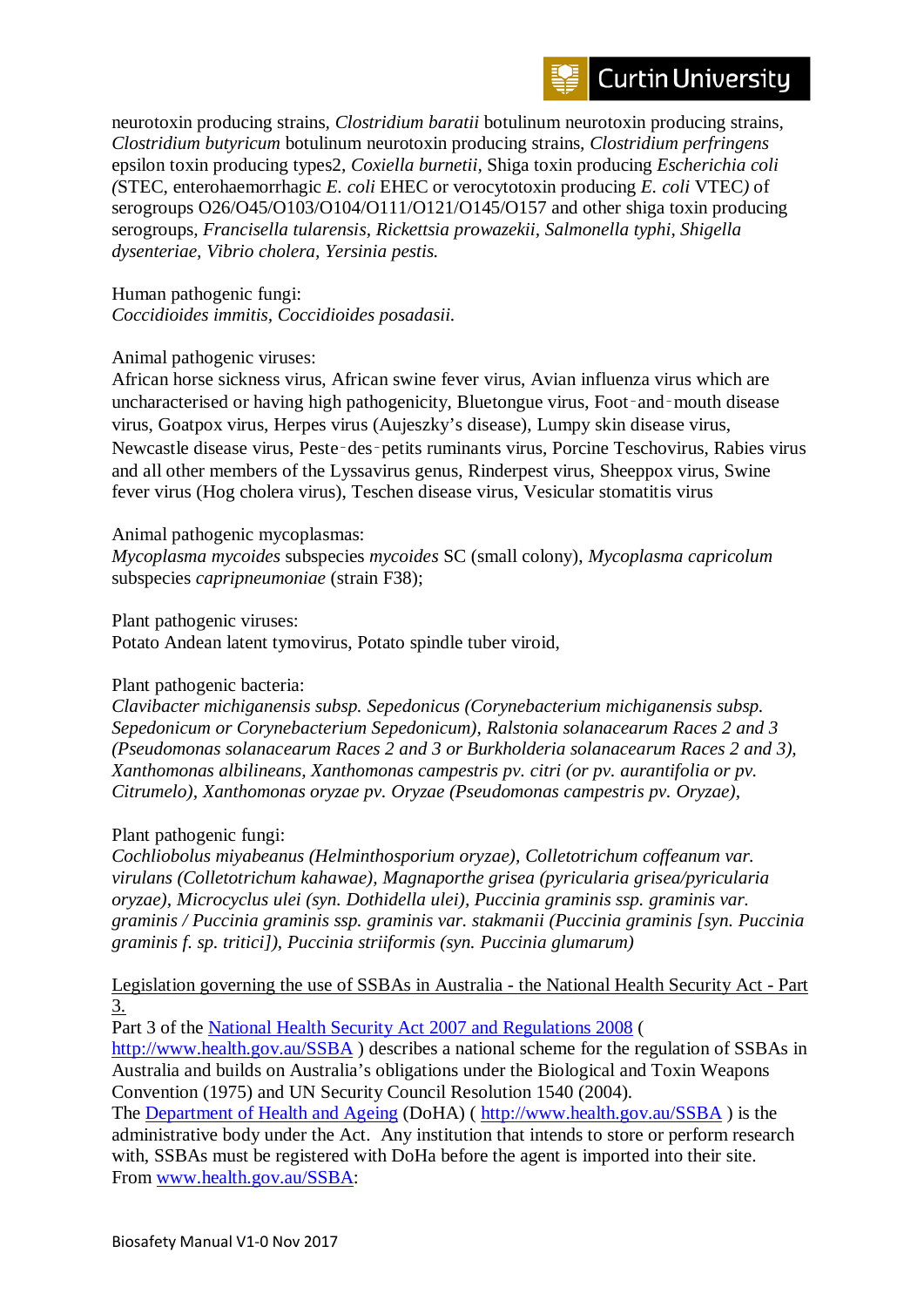neurotoxin producing strains, *Clostridium baratii* botulinum neurotoxin producing strains, *Clostridium butyricum* botulinum neurotoxin producing strains, *Clostridium perfringens* epsilon toxin producing types2, *Coxiella burnetii*, Shiga toxin producing *Escherichia coli (*STEC, enterohaemorrhagic *E. coli* EHEC or verocytotoxin producing *E. coli* VTEC*)* of serogroups O26/O45/O103/O104/O111/O121/O145/O157 and other shiga toxin producing serogroups, *Francisella tularensis, Rickettsia prowazekii, Salmonella typhi, Shigella dysenteriae, Vibrio cholera, Yersinia pestis.*

Human pathogenic fungi:
*Coccidioides immitis, Coccidioides posadasii.*

Animal pathogenic viruses:
African horse sickness virus, African swine fever virus, Avian influenza virus which are uncharacterised or having high pathogenicity, Bluetongue virus, Foot‑and‑mouth disease virus, Goatpox virus, Herpes virus (Aujeszky's disease), Lumpy skin disease virus, Newcastle disease virus, Peste‑des‑petits ruminants virus, Porcine Teschovirus, Rabies virus and all other members of the Lyssavirus genus, Rinderpest virus, Sheeppox virus, Swine fever virus (Hog cholera virus), Teschen disease virus, Vesicular stomatitis virus

Animal pathogenic mycoplasmas:
*Mycoplasma mycoides* subspecies *mycoides* SC (small colony), *Mycoplasma capricolum* subspecies *capripneumoniae* (strain F38);

Plant pathogenic viruses:
Potato Andean latent tymovirus, Potato spindle tuber viroid,

Plant pathogenic bacteria:
*Clavibacter michiganensis subsp. Sepedonicus (Corynebacterium michiganensis subsp. Sepedonicum or Corynebacterium Sepedonicum), Ralstonia solanacearum Races 2 and 3 (Pseudomonas solanacearum Races 2 and 3 or Burkholderia solanacearum Races 2 and 3), Xanthomonas albilineans, Xanthomonas campestris pv. citri (or pv. aurantifolia or pv. Citrumelo), Xanthomonas oryzae pv. Oryzae (Pseudomonas campestris pv. Oryzae),*

Plant pathogenic fungi:
*Cochliobolus miyabeanus (Helminthosporium oryzae), Colletotrichum coffeanum var. virulans (Colletotrichum kahawae), Magnaporthe grisea (pyricularia grisea/pyricularia oryzae), Microcyclus ulei (syn. Dothidella ulei), Puccinia graminis ssp. graminis var. graminis / Puccinia graminis ssp. graminis var. stakmanii (Puccinia graminis [syn. Puccinia graminis f. sp. tritici]), Puccinia striiformis (syn. Puccinia glumarum)*

Legislation governing the use of SSBAs in Australia - the National Health Security Act - Part 3.

Part 3 of the [National Health Security Act 2007 and Regulations 2008](http://www.health.gov.au/SSBA) ( http://www.health.gov.au/SSBA ) describes a national scheme for the regulation of SSBAs in Australia and builds on Australia's obligations under the Biological and Toxin Weapons Convention (1975) and UN Security Council Resolution 1540 (2004).
The [Department of Health and Ageing](http://www.health.gov.au/SSBA) (DoHA) ( http://www.health.gov.au/SSBA ) is the administrative body under the Act. Any institution that intends to store or perform research with, SSBAs must be registered with DoHa before the agent is imported into their site.
From [www.health.gov.au/SSBA](http://www.health.gov.au/SSBA):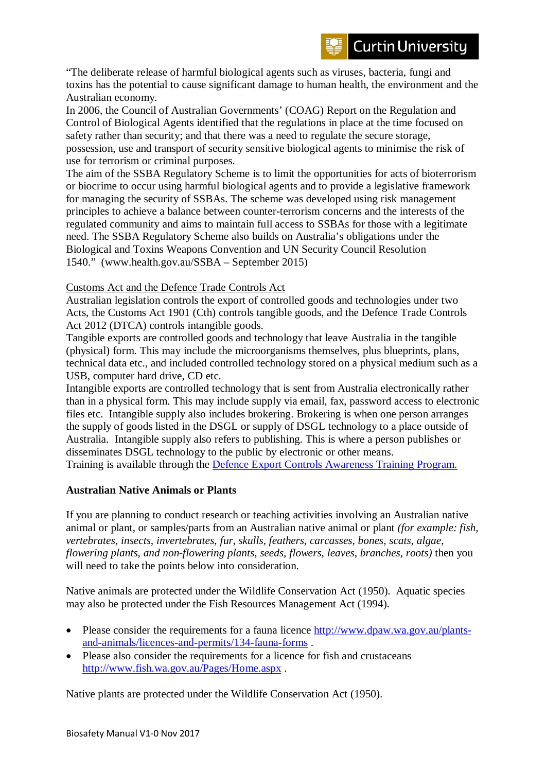"The deliberate release of harmful biological agents such as viruses, bacteria, fungi and toxins has the potential to cause significant damage to human health, the environment and the Australian economy.

In 2006, the Council of Australian Governments' (COAG) Report on the Regulation and Control of Biological Agents identified that the regulations in place at the time focused on safety rather than security; and that there was a need to regulate the secure storage, possession, use and transport of security sensitive biological agents to minimise the risk of use for terrorism or criminal purposes.

The aim of the SSBA Regulatory Scheme is to limit the opportunities for acts of bioterrorism or biocrime to occur using harmful biological agents and to provide a legislative framework for managing the security of SSBAs. The scheme was developed using risk management principles to achieve a balance between counter-terrorism concerns and the interests of the regulated community and aims to maintain full access to SSBAs for those with a legitimate need. The SSBA Regulatory Scheme also builds on Australia's obligations under the Biological and Toxins Weapons Convention and UN Security Council Resolution 1540." (www.health.gov.au/SSBA – September 2015)

Customs Act and the Defence Trade Controls Act

Australian legislation controls the export of controlled goods and technologies under two Acts, the Customs Act 1901 (Cth) controls tangible goods, and the Defence Trade Controls Act 2012 (DTCA) controls intangible goods.

Tangible exports are controlled goods and technology that leave Australia in the tangible (physical) form. This may include the microorganisms themselves, plus blueprints, plans, technical data etc., and included controlled technology stored on a physical medium such as a USB, computer hard drive, CD etc.

Intangible exports are controlled technology that is sent from Australia electronically rather than in a physical form. This may include supply via email, fax, password access to electronic files etc. Intangible supply also includes brokering. Brokering is when one person arranges the supply of goods listed in the DSGL or supply of DSGL technology to a place outside of Australia. Intangible supply also refers to publishing. This is where a person publishes or disseminates DSGL technology to the public by electronic or other means.

Training is available through the [Defence Export Controls Awareness Training Program.]()

**Australian Native Animals or Plants**

If you are planning to conduct research or teaching activities involving an Australian native animal or plant, or samples/parts from an Australian native animal or plant *(for example: fish, vertebrates, insects, invertebrates, fur, skulls, feathers, carcasses, bones, scats, algae, flowering plants, and non-flowering plants, seeds, flowers, leaves, branches, roots)* then you will need to take the points below into consideration.

Native animals are protected under the Wildlife Conservation Act (1950). Aquatic species may also be protected under the Fish Resources Management Act (1994).

- Please consider the requirements for a fauna licence http://www.dpaw.wa.gov.au/plants-and-animals/licences-and-permits/134-fauna-forms .
- Please also consider the requirements for a licence for fish and crustaceans http://www.fish.wa.gov.au/Pages/Home.aspx .

Native plants are protected under the Wildlife Conservation Act (1950).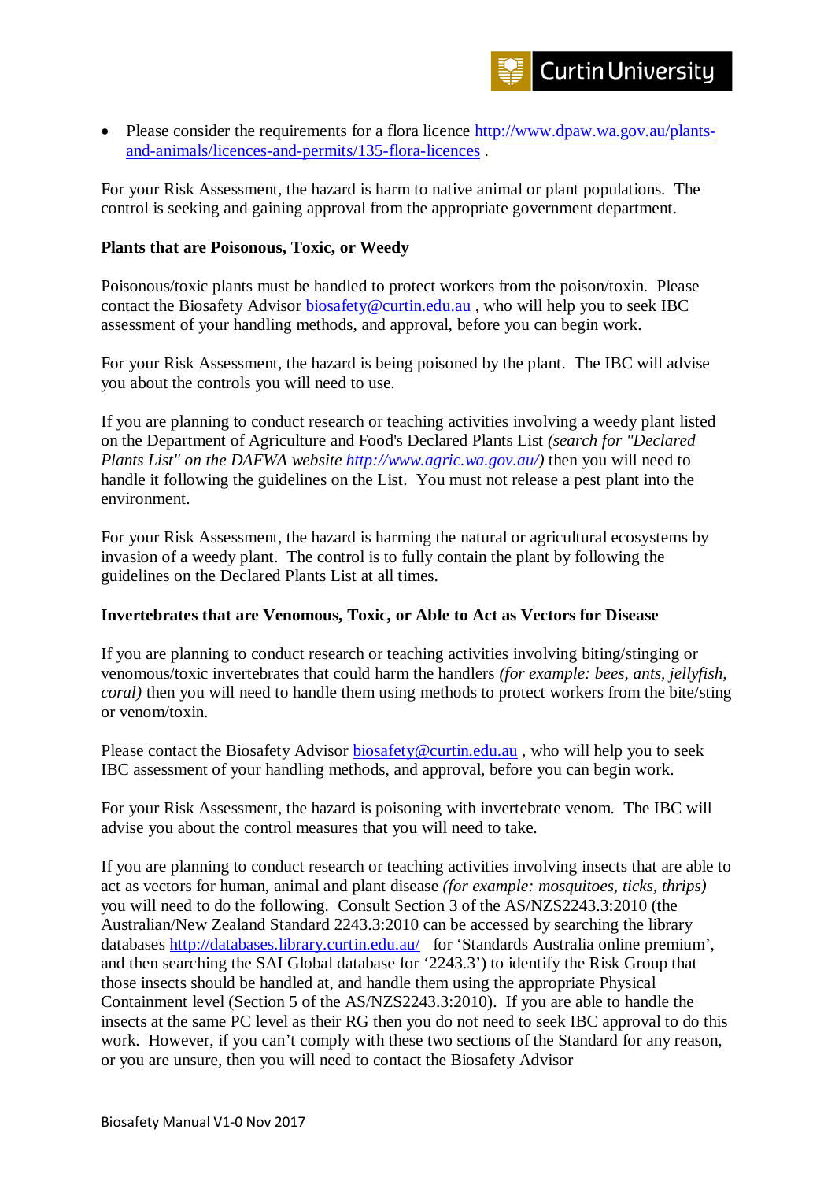- Please consider the requirements for a flora licence http://www.dpaw.wa.gov.au/plants-and-animals/licences-and-permits/135-flora-licences .

For your Risk Assessment, the hazard is harm to native animal or plant populations. The control is seeking and gaining approval from the appropriate government department.

**Plants that are Poisonous, Toxic, or Weedy**

Poisonous/toxic plants must be handled to protect workers from the poison/toxin. Please contact the Biosafety Advisor biosafety@curtin.edu.au , who will help you to seek IBC assessment of your handling methods, and approval, before you can begin work.

For your Risk Assessment, the hazard is being poisoned by the plant. The IBC will advise you about the controls you will need to use.

If you are planning to conduct research or teaching activities involving a weedy plant listed on the Department of Agriculture and Food's Declared Plants List *(search for "Declared Plants List" on the DAFWA website http://www.agric.wa.gov.au/)* then you will need to handle it following the guidelines on the List. You must not release a pest plant into the environment.

For your Risk Assessment, the hazard is harming the natural or agricultural ecosystems by invasion of a weedy plant. The control is to fully contain the plant by following the guidelines on the Declared Plants List at all times.

**Invertebrates that are Venomous, Toxic, or Able to Act as Vectors for Disease**

If you are planning to conduct research or teaching activities involving biting/stinging or venomous/toxic invertebrates that could harm the handlers *(for example: bees, ants, jellyfish, coral)* then you will need to handle them using methods to protect workers from the bite/sting or venom/toxin.

Please contact the Biosafety Advisor biosafety@curtin.edu.au , who will help you to seek IBC assessment of your handling methods, and approval, before you can begin work.

For your Risk Assessment, the hazard is poisoning with invertebrate venom. The IBC will advise you about the control measures that you will need to take.

If you are planning to conduct research or teaching activities involving insects that are able to act as vectors for human, animal and plant disease *(for example: mosquitoes, ticks, thrips)* you will need to do the following. Consult Section 3 of the AS/NZS2243.3:2010 (the Australian/New Zealand Standard 2243.3:2010 can be accessed by searching the library databases http://databases.library.curtin.edu.au/ for 'Standards Australia online premium', and then searching the SAI Global database for '2243.3') to identify the Risk Group that those insects should be handled at, and handle them using the appropriate Physical Containment level (Section 5 of the AS/NZS2243.3:2010). If you are able to handle the insects at the same PC level as their RG then you do not need to seek IBC approval to do this work. However, if you can't comply with these two sections of the Standard for any reason, or you are unsure, then you will need to contact the Biosafety Advisor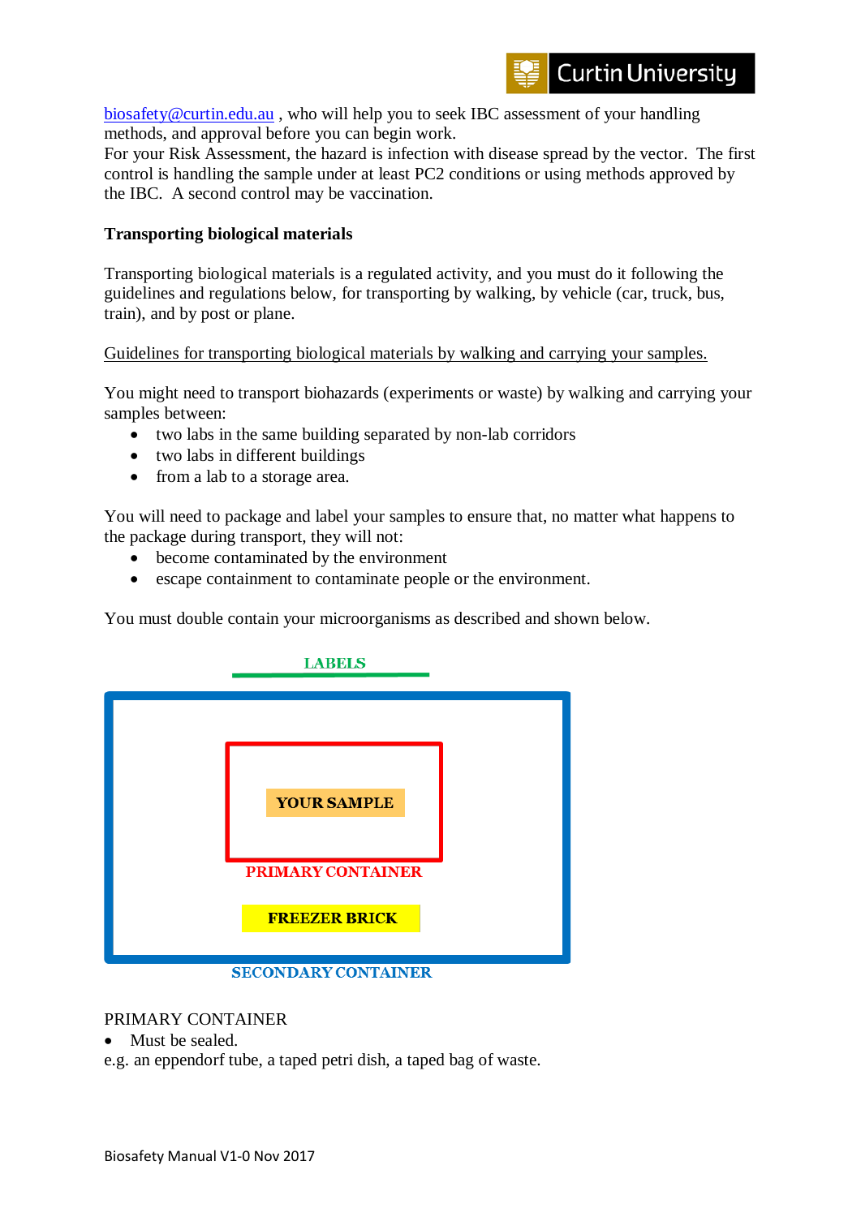biosafety@curtin.edu.au , who will help you to seek IBC assessment of your handling methods, and approval before you can begin work.
For your Risk Assessment, the hazard is infection with disease spread by the vector. The first control is handling the sample under at least PC2 conditions or using methods approved by the IBC. A second control may be vaccination.

**Transporting biological materials**

Transporting biological materials is a regulated activity, and you must do it following the guidelines and regulations below, for transporting by walking, by vehicle (car, truck, bus, train), and by post or plane.

Guidelines for transporting biological materials by walking and carrying your samples.

You might need to transport biohazards (experiments or waste) by walking and carrying your samples between:

- two labs in the same building separated by non-lab corridors
- two labs in different buildings
- from a lab to a storage area.

You will need to package and label your samples to ensure that, no matter what happens to the package during transport, they will not:

- become contaminated by the environment
- escape containment to contaminate people or the environment.

You must double contain your microorganisms as described and shown below.

LABELS

YOUR SAMPLE

PRIMARY CONTAINER

FREEZER BRICK

SECONDARY CONTAINER

PRIMARY CONTAINER

- Must be sealed.

e.g. an eppendorf tube, a taped petri dish, a taped bag of waste.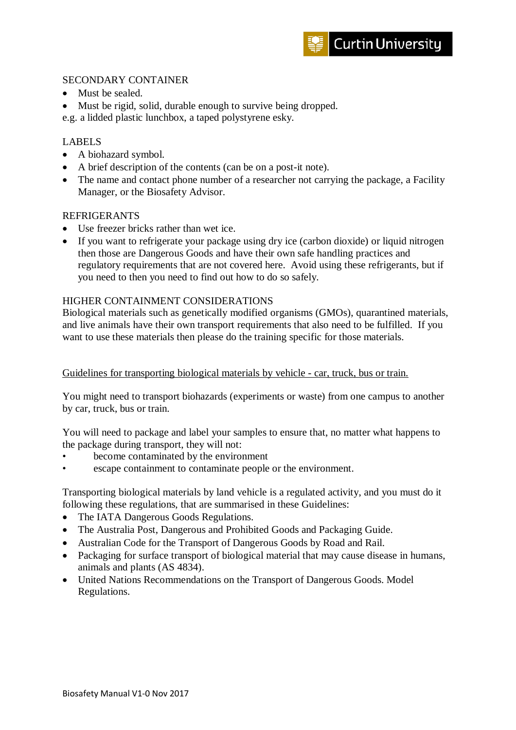SECONDARY CONTAINER

- Must be sealed.
- Must be rigid, solid, durable enough to survive being dropped.

e.g. a lidded plastic lunchbox, a taped polystyrene esky.

LABELS

- A biohazard symbol.
- A brief description of the contents (can be on a post-it note).
- The name and contact phone number of a researcher not carrying the package, a Facility Manager, or the Biosafety Advisor.

REFRIGERANTS

- Use freezer bricks rather than wet ice.
- If you want to refrigerate your package using dry ice (carbon dioxide) or liquid nitrogen then those are Dangerous Goods and have their own safe handling practices and regulatory requirements that are not covered here. Avoid using these refrigerants, but if you need to then you need to find out how to do so safely.

HIGHER CONTAINMENT CONSIDERATIONS

Biological materials such as genetically modified organisms (GMOs), quarantined materials, and live animals have their own transport requirements that also need to be fulfilled. If you want to use these materials then please do the training specific for those materials.

<u>Guidelines for transporting biological materials by vehicle - car, truck, bus or train.</u>

You might need to transport biohazards (experiments or waste) from one campus to another by car, truck, bus or train.

You will need to package and label your samples to ensure that, no matter what happens to the package during transport, they will not:

- become contaminated by the environment
- escape containment to contaminate people or the environment.

Transporting biological materials by land vehicle is a regulated activity, and you must do it following these regulations, that are summarised in these Guidelines:

- The IATA Dangerous Goods Regulations.
- The Australia Post, Dangerous and Prohibited Goods and Packaging Guide.
- Australian Code for the Transport of Dangerous Goods by Road and Rail.
- Packaging for surface transport of biological material that may cause disease in humans, animals and plants (AS 4834).
- United Nations Recommendations on the Transport of Dangerous Goods. Model Regulations.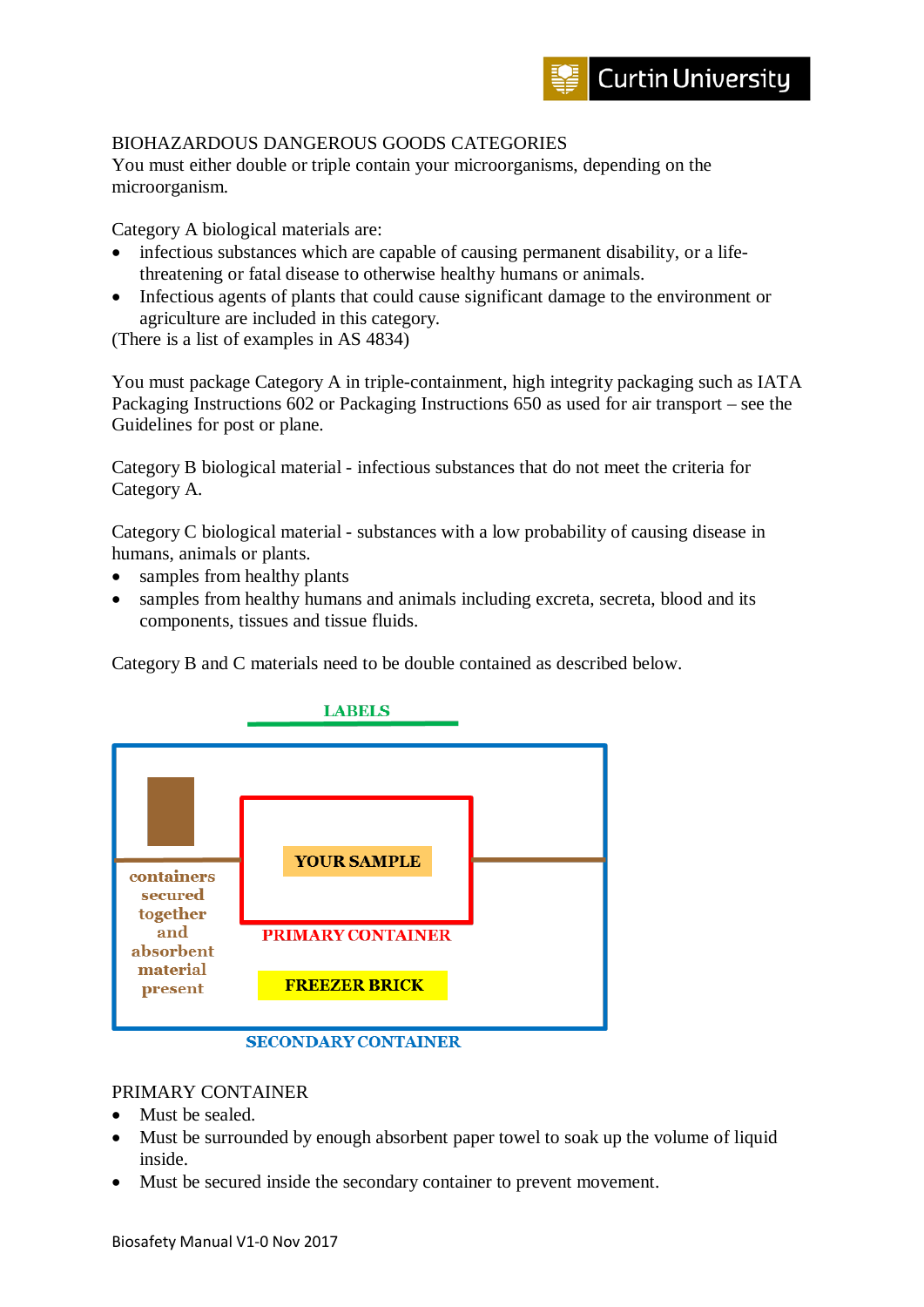BIOHAZARDOUS DANGEROUS GOODS CATEGORIES

You must either double or triple contain your microorganisms, depending on the microorganism.

Category A biological materials are:

- infectious substances which are capable of causing permanent disability, or a life-threatening or fatal disease to otherwise healthy humans or animals.
- Infectious agents of plants that could cause significant damage to the environment or agriculture are included in this category.

(There is a list of examples in AS 4834)

You must package Category A in triple-containment, high integrity packaging such as IATA Packaging Instructions 602 or Packaging Instructions 650 as used for air transport – see the Guidelines for post or plane.

Category B biological material - infectious substances that do not meet the criteria for Category A.

Category C biological material - substances with a low probability of causing disease in humans, animals or plants.

- samples from healthy plants
- samples from healthy humans and animals including excreta, secreta, blood and its components, tissues and tissue fluids.

Category B and C materials need to be double contained as described below.

LABELS

YOUR SAMPLE

PRIMARY CONTAINER

containers secured together and absorbent material present

FREEZER BRICK

SECONDARY CONTAINER

PRIMARY CONTAINER

- Must be sealed.
- Must be surrounded by enough absorbent paper towel to soak up the volume of liquid inside.
- Must be secured inside the secondary container to prevent movement.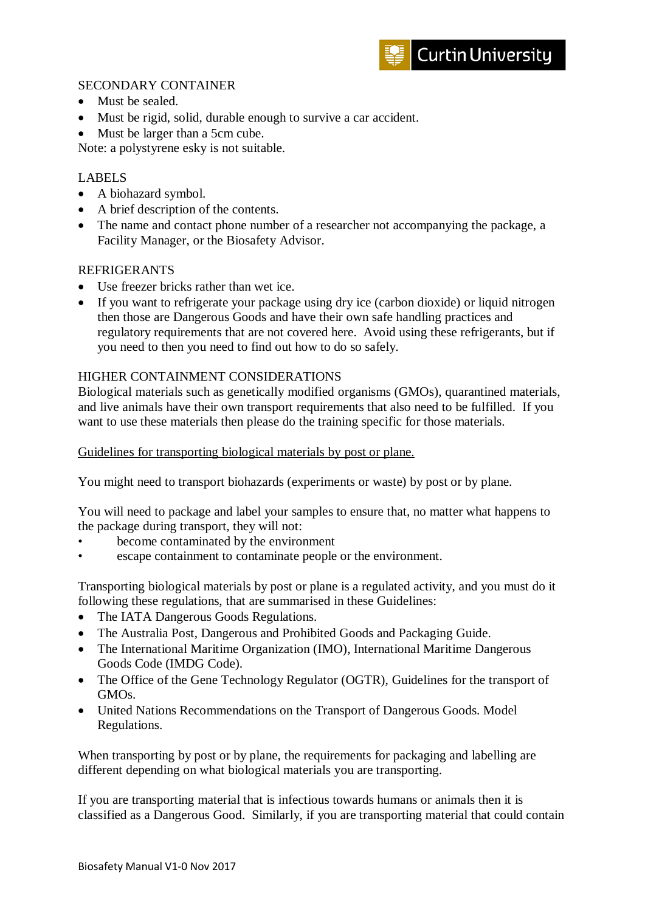SECONDARY CONTAINER

- Must be sealed.
- Must be rigid, solid, durable enough to survive a car accident.
- Must be larger than a 5cm cube.

Note: a polystyrene esky is not suitable.

LABELS

- A biohazard symbol.
- A brief description of the contents.
- The name and contact phone number of a researcher not accompanying the package, a Facility Manager, or the Biosafety Advisor.

REFRIGERANTS

- Use freezer bricks rather than wet ice.
- If you want to refrigerate your package using dry ice (carbon dioxide) or liquid nitrogen then those are Dangerous Goods and have their own safe handling practices and regulatory requirements that are not covered here. Avoid using these refrigerants, but if you need to then you need to find out how to do so safely.

HIGHER CONTAINMENT CONSIDERATIONS

Biological materials such as genetically modified organisms (GMOs), quarantined materials, and live animals have their own transport requirements that also need to be fulfilled. If you want to use these materials then please do the training specific for those materials.

<u>Guidelines for transporting biological materials by post or plane.</u>

You might need to transport biohazards (experiments or waste) by post or by plane.

You will need to package and label your samples to ensure that, no matter what happens to the package during transport, they will not:

- become contaminated by the environment
- escape containment to contaminate people or the environment.

Transporting biological materials by post or plane is a regulated activity, and you must do it following these regulations, that are summarised in these Guidelines:

- The IATA Dangerous Goods Regulations.
- The Australia Post, Dangerous and Prohibited Goods and Packaging Guide.
- The International Maritime Organization (IMO), International Maritime Dangerous Goods Code (IMDG Code).
- The Office of the Gene Technology Regulator (OGTR), Guidelines for the transport of GMOs.
- United Nations Recommendations on the Transport of Dangerous Goods. Model Regulations.

When transporting by post or by plane, the requirements for packaging and labelling are different depending on what biological materials you are transporting.

If you are transporting material that is infectious towards humans or animals then it is classified as a Dangerous Good. Similarly, if you are transporting material that could contain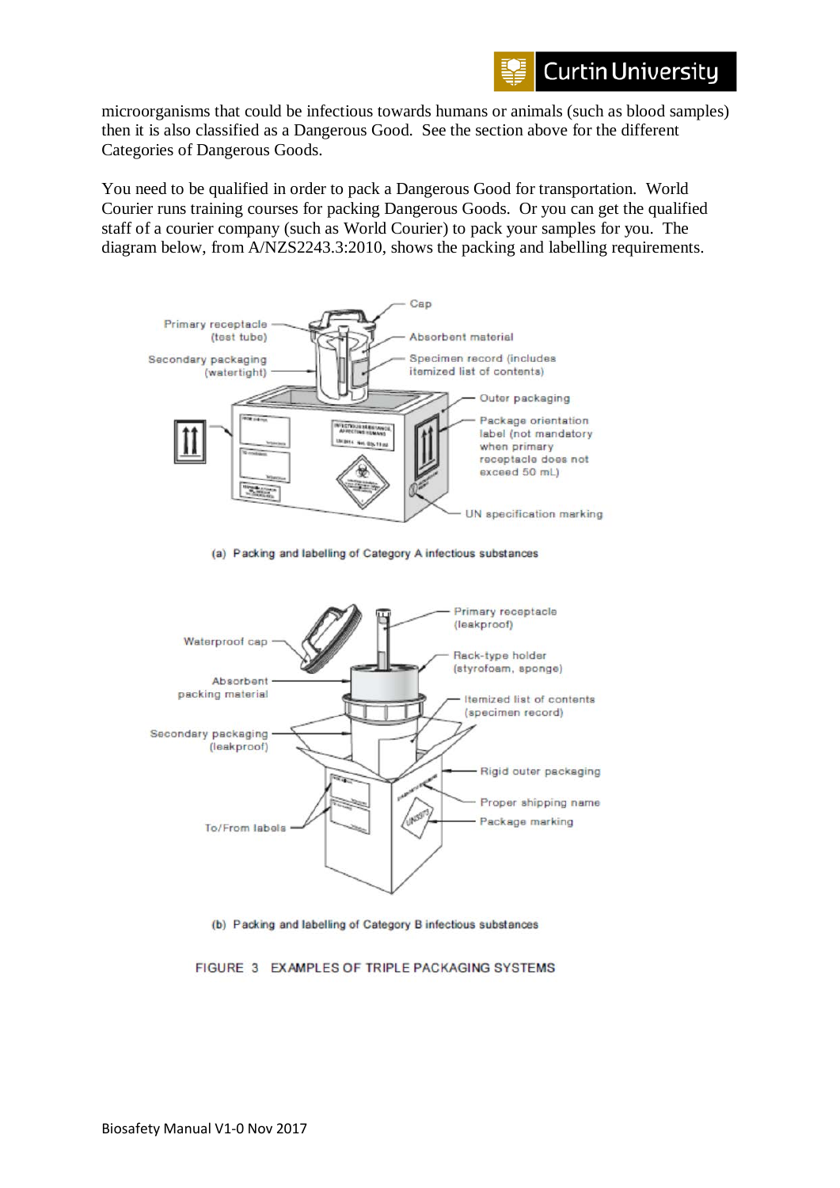microorganisms that could be infectious towards humans or animals (such as blood samples) then it is also classified as a Dangerous Good. See the section above for the different Categories of Dangerous Goods.

You need to be qualified in order to pack a Dangerous Good for transportation. World Courier runs training courses for packing Dangerous Goods. Or you can get the qualified staff of a courier company (such as World Courier) to pack your samples for you. The diagram below, from A/NZS2243.3:2010, shows the packing and labelling requirements.

(a) Packing and labelling of Category A infectious substances

(b) Packing and labelling of Category B infectious substances

FIGURE 3 EXAMPLES OF TRIPLE PACKAGING SYSTEMS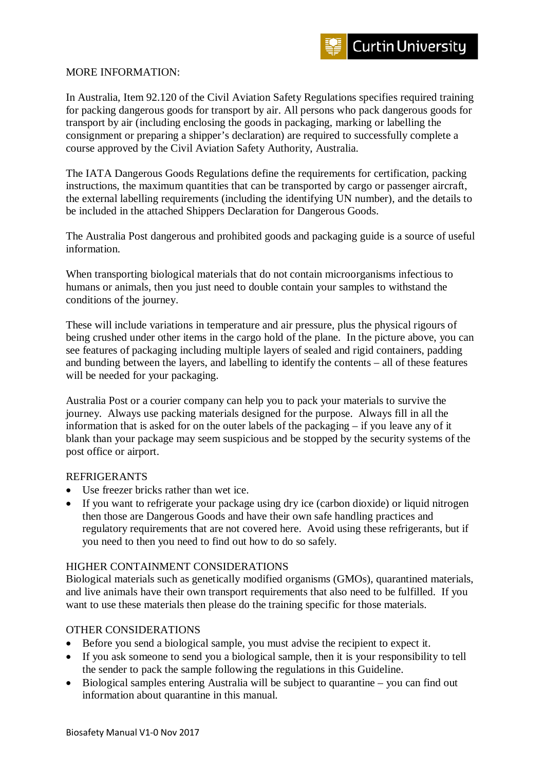MORE INFORMATION:

In Australia, Item 92.120 of the Civil Aviation Safety Regulations specifies required training for packing dangerous goods for transport by air. All persons who pack dangerous goods for transport by air (including enclosing the goods in packaging, marking or labelling the consignment or preparing a shipper's declaration) are required to successfully complete a course approved by the Civil Aviation Safety Authority, Australia.

The IATA Dangerous Goods Regulations define the requirements for certification, packing instructions, the maximum quantities that can be transported by cargo or passenger aircraft, the external labelling requirements (including the identifying UN number), and the details to be included in the attached Shippers Declaration for Dangerous Goods.

The Australia Post dangerous and prohibited goods and packaging guide is a source of useful information.

When transporting biological materials that do not contain microorganisms infectious to humans or animals, then you just need to double contain your samples to withstand the conditions of the journey.

These will include variations in temperature and air pressure, plus the physical rigours of being crushed under other items in the cargo hold of the plane. In the picture above, you can see features of packaging including multiple layers of sealed and rigid containers, padding and bunding between the layers, and labelling to identify the contents – all of these features will be needed for your packaging.

Australia Post or a courier company can help you to pack your materials to survive the journey. Always use packing materials designed for the purpose. Always fill in all the information that is asked for on the outer labels of the packaging – if you leave any of it blank than your package may seem suspicious and be stopped by the security systems of the post office or airport.

REFRIGERANTS

- Use freezer bricks rather than wet ice.
- If you want to refrigerate your package using dry ice (carbon dioxide) or liquid nitrogen then those are Dangerous Goods and have their own safe handling practices and regulatory requirements that are not covered here. Avoid using these refrigerants, but if you need to then you need to find out how to do so safely.

HIGHER CONTAINMENT CONSIDERATIONS

Biological materials such as genetically modified organisms (GMOs), quarantined materials, and live animals have their own transport requirements that also need to be fulfilled. If you want to use these materials then please do the training specific for those materials.

OTHER CONSIDERATIONS

- Before you send a biological sample, you must advise the recipient to expect it.
- If you ask someone to send you a biological sample, then it is your responsibility to tell the sender to pack the sample following the regulations in this Guideline.
- Biological samples entering Australia will be subject to quarantine – you can find out information about quarantine in this manual.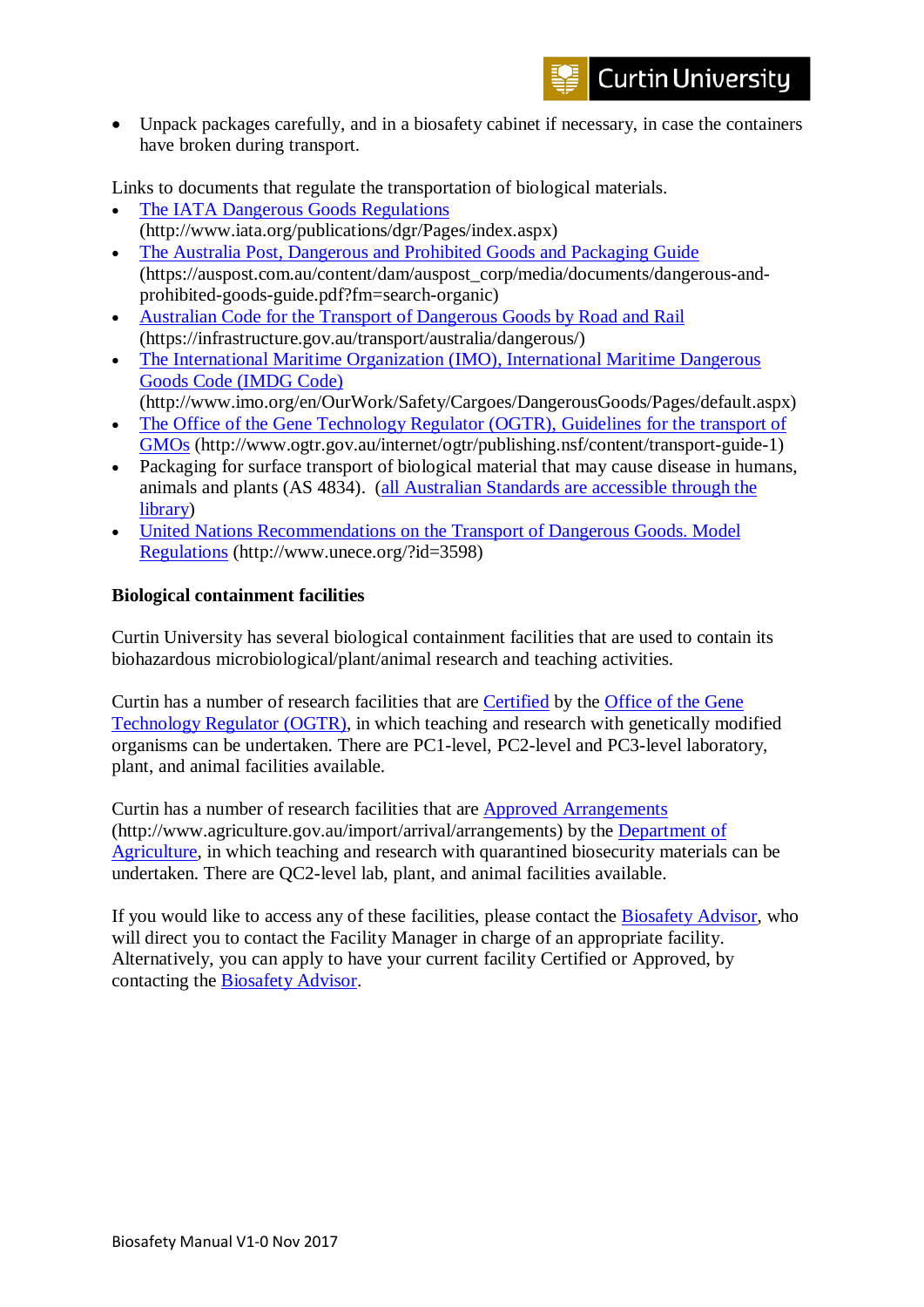- Unpack packages carefully, and in a biosafety cabinet if necessary, in case the containers have broken during transport.

Links to documents that regulate the transportation of biological materials.

- The IATA Dangerous Goods Regulations (http://www.iata.org/publications/dgr/Pages/index.aspx)
- The Australia Post, Dangerous and Prohibited Goods and Packaging Guide (https://auspost.com.au/content/dam/auspost_corp/media/documents/dangerous-and-prohibited-goods-guide.pdf?fm=search-organic)
- Australian Code for the Transport of Dangerous Goods by Road and Rail (https://infrastructure.gov.au/transport/australia/dangerous/)
- The International Maritime Organization (IMO), International Maritime Dangerous Goods Code (IMDG Code) (http://www.imo.org/en/OurWork/Safety/Cargoes/DangerousGoods/Pages/default.aspx)
- The Office of the Gene Technology Regulator (OGTR), Guidelines for the transport of GMOs (http://www.ogtr.gov.au/internet/ogtr/publishing.nsf/content/transport-guide-1)
- Packaging for surface transport of biological material that may cause disease in humans, animals and plants (AS 4834). (all Australian Standards are accessible through the library)
- United Nations Recommendations on the Transport of Dangerous Goods. Model Regulations (http://www.unece.org/?id=3598)

**Biological containment facilities**

Curtin University has several biological containment facilities that are used to contain its biohazardous microbiological/plant/animal research and teaching activities.

Curtin has a number of research facilities that are Certified by the Office of the Gene Technology Regulator (OGTR), in which teaching and research with genetically modified organisms can be undertaken. There are PC1-level, PC2-level and PC3-level laboratory, plant, and animal facilities available.

Curtin has a number of research facilities that are Approved Arrangements (http://www.agriculture.gov.au/import/arrival/arrangements) by the Department of Agriculture, in which teaching and research with quarantined biosecurity materials can be undertaken. There are QC2-level lab, plant, and animal facilities available.

If you would like to access any of these facilities, please contact the Biosafety Advisor, who will direct you to contact the Facility Manager in charge of an appropriate facility. Alternatively, you can apply to have your current facility Certified or Approved, by contacting the Biosafety Advisor.